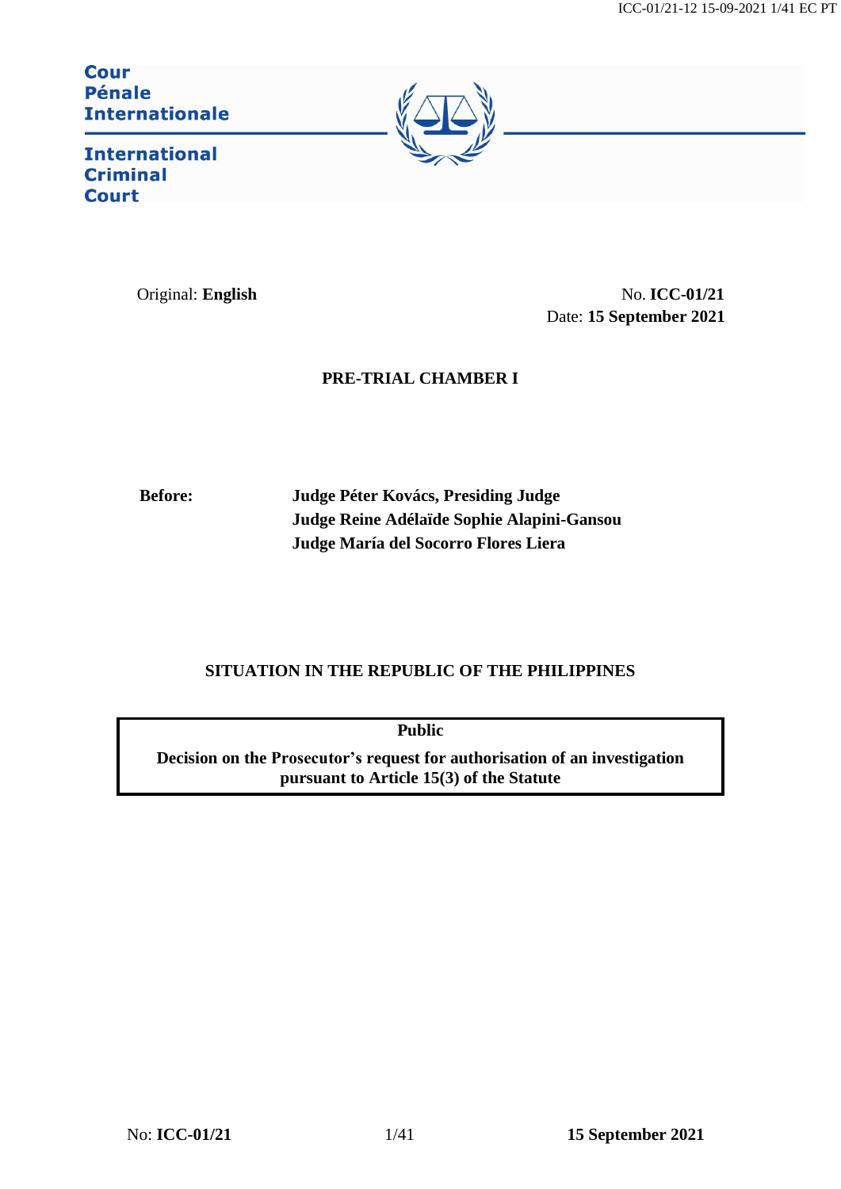Cour Pénale Internationale

International Criminal Court

Original: **English**

No. **ICC-01/21**
Date: **15 September 2021**

**PRE-TRIAL CHAMBER I**

**Before:** **Judge Péter Kovács, Presiding Judge**
**Judge Reine Adélaïde Sophie Alapini-Gansou**
**Judge María del Socorro Flores Liera**

**SITUATION IN THE REPUBLIC OF THE PHILIPPINES**

**Public**

**Decision on the Prosecutor's request for authorisation of an investigation pursuant to Article 15(3) of the Statute**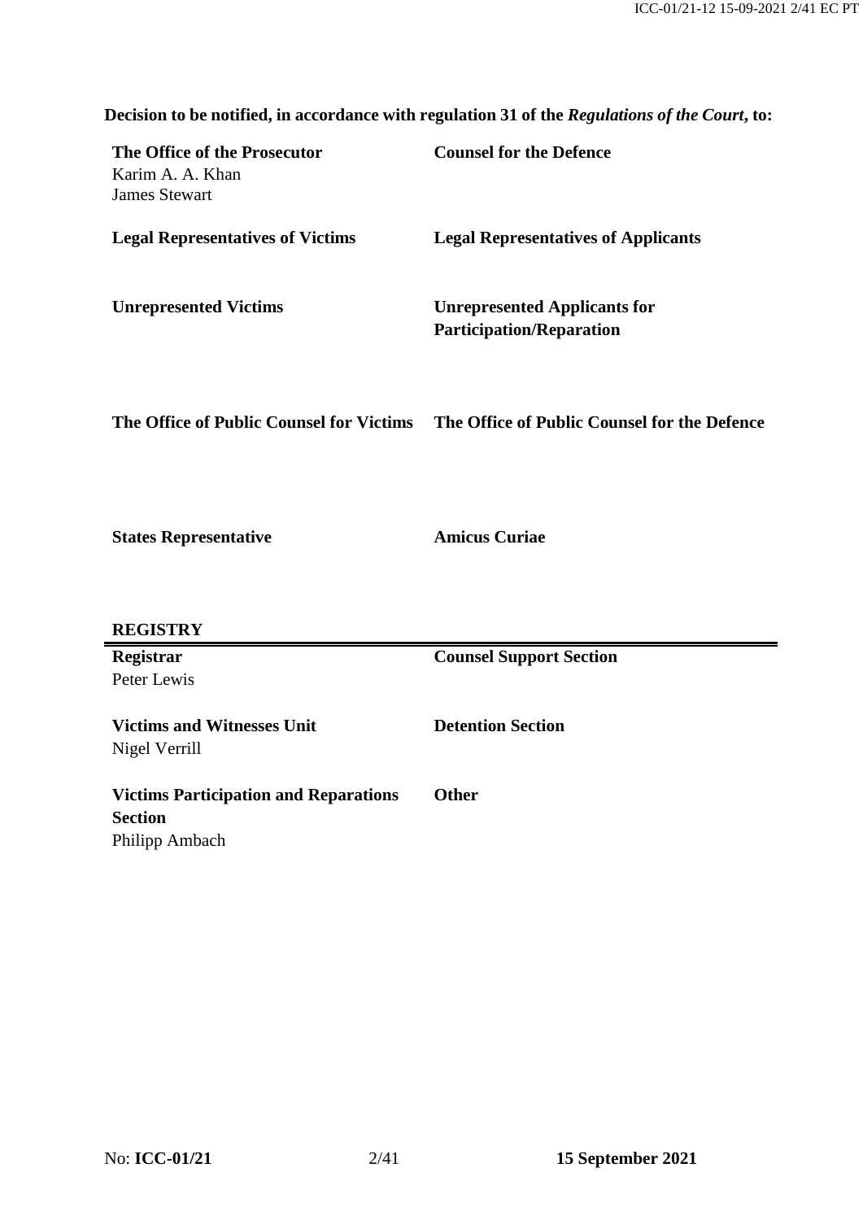**Decision to be notified, in accordance with regulation 31 of the *Regulations of the Court*, to:**

| | |
|---|---|
| **The Office of the Prosecutor**<br>Karim A. A. Khan<br>James Stewart | **Counsel for the Defence** |
| **Legal Representatives of Victims** | **Legal Representatives of Applicants** |
| **Unrepresented Victims** | **Unrepresented Applicants for Participation/Reparation** |
| **The Office of Public Counsel for Victims** | **The Office of Public Counsel for the Defence** |
| **States Representative** | **Amicus Curiae** |

**REGISTRY**

| | |
|---|---|
| **Registrar**<br>Peter Lewis | **Counsel Support Section** |
| **Victims and Witnesses Unit**<br>Nigel Verrill | **Detention Section** |
| **Victims Participation and Reparations Section**<br>Philipp Ambach | **Other** |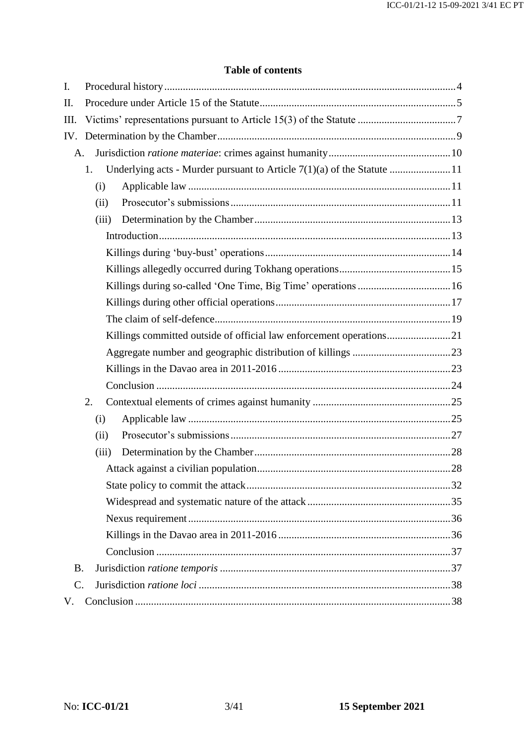**Table of contents**

I. Procedural history ..... 4

II. Procedure under Article 15 of the Statute ..... 5

III. Victims' representations pursuant to Article 15(3) of the Statute ..... 7

IV. Determination by the Chamber ..... 9

- A. Jurisdiction *ratione materiae*: crimes against humanity ..... 10
  - 1. Underlying acts - Murder pursuant to Article 7(1)(a) of the Statute ..... 11
    - (i) Applicable law ..... 11
    - (ii) Prosecutor's submissions ..... 11
    - (iii) Determination by the Chamber ..... 13
      - Introduction ..... 13
      - Killings during 'buy-bust' operations ..... 14
      - Killings allegedly occurred during Tokhang operations ..... 15
      - Killings during so-called 'One Time, Big Time' operations ..... 16
      - Killings during other official operations ..... 17
      - The claim of self-defence ..... 19
      - Killings committed outside of official law enforcement operations ..... 21
      - Aggregate number and geographic distribution of killings ..... 23
      - Killings in the Davao area in 2011-2016 ..... 23
      - Conclusion ..... 24
  - 2. Contextual elements of crimes against humanity ..... 25
    - (i) Applicable law ..... 25
    - (ii) Prosecutor's submissions ..... 27
    - (iii) Determination by the Chamber ..... 28
      - Attack against a civilian population ..... 28
      - State policy to commit the attack ..... 32
      - Widespread and systematic nature of the attack ..... 35
      - Nexus requirement ..... 36
      - Killings in the Davao area in 2011-2016 ..... 36
      - Conclusion ..... 37
- B. Jurisdiction *ratione temporis* ..... 37
- C. Jurisdiction *ratione loci* ..... 38

V. Conclusion ..... 38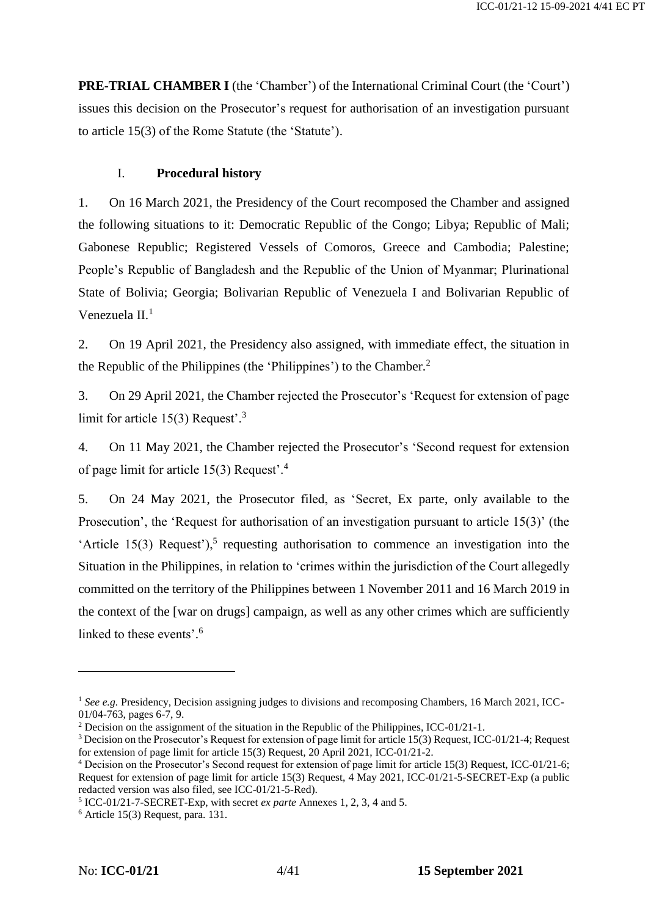**PRE-TRIAL CHAMBER I** (the 'Chamber') of the International Criminal Court (the 'Court') issues this decision on the Prosecutor's request for authorisation of an investigation pursuant to article 15(3) of the Rome Statute (the 'Statute').

## I. Procedural history

1. On 16 March 2021, the Presidency of the Court recomposed the Chamber and assigned the following situations to it: Democratic Republic of the Congo; Libya; Republic of Mali; Gabonese Republic; Registered Vessels of Comoros, Greece and Cambodia; Palestine; People's Republic of Bangladesh and the Republic of the Union of Myanmar; Plurinational State of Bolivia; Georgia; Bolivarian Republic of Venezuela I and Bolivarian Republic of Venezuela II.[1]

2. On 19 April 2021, the Presidency also assigned, with immediate effect, the situation in the Republic of the Philippines (the 'Philippines') to the Chamber.[2]

3. On 29 April 2021, the Chamber rejected the Prosecutor's 'Request for extension of page limit for article 15(3) Request'.[3]

4. On 11 May 2021, the Chamber rejected the Prosecutor's 'Second request for extension of page limit for article 15(3) Request'.[4]

5. On 24 May 2021, the Prosecutor filed, as 'Secret, Ex parte, only available to the Prosecution', the 'Request for authorisation of an investigation pursuant to article 15(3)' (the 'Article 15(3) Request'),[5] requesting authorisation to commence an investigation into the Situation in the Philippines, in relation to 'crimes within the jurisdiction of the Court allegedly committed on the territory of the Philippines between 1 November 2011 and 16 March 2019 in the context of the [war on drugs] campaign, as well as any other crimes which are sufficiently linked to these events'.[6]

---

[1] *See e.g.* Presidency, Decision assigning judges to divisions and recomposing Chambers, 16 March 2021, ICC-01/04-763, pages 6-7, 9.

[2] Decision on the assignment of the situation in the Republic of the Philippines, ICC-01/21-1.

[3] Decision on the Prosecutor's Request for extension of page limit for article 15(3) Request, ICC-01/21-4; Request for extension of page limit for article 15(3) Request, 20 April 2021, ICC-01/21-2.

[4] Decision on the Prosecutor's Second request for extension of page limit for article 15(3) Request, ICC-01/21-6; Request for extension of page limit for article 15(3) Request, 4 May 2021, ICC-01/21-5-SECRET-Exp (a public redacted version was also filed, see ICC-01/21-5-Red).

[5] ICC-01/21-7-SECRET-Exp, with secret *ex parte* Annexes 1, 2, 3, 4 and 5.

[6] Article 15(3) Request, para. 131.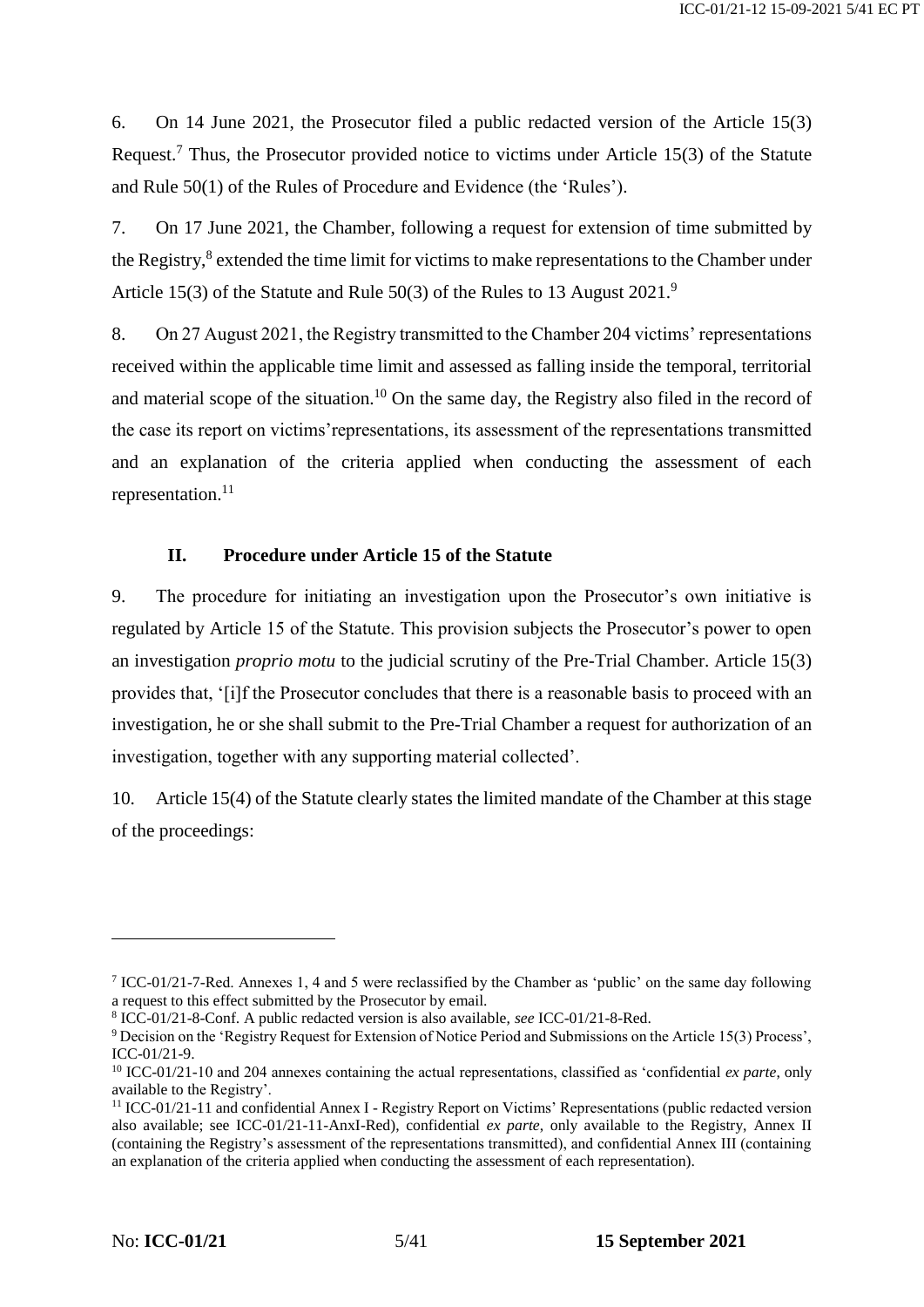6. On 14 June 2021, the Prosecutor filed a public redacted version of the Article 15(3) Request.[7] Thus, the Prosecutor provided notice to victims under Article 15(3) of the Statute and Rule 50(1) of the Rules of Procedure and Evidence (the 'Rules').

7. On 17 June 2021, the Chamber, following a request for extension of time submitted by the Registry,[8] extended the time limit for victims to make representations to the Chamber under Article 15(3) of the Statute and Rule 50(3) of the Rules to 13 August 2021.[9]

8. On 27 August 2021, the Registry transmitted to the Chamber 204 victims' representations received within the applicable time limit and assessed as falling inside the temporal, territorial and material scope of the situation.[10] On the same day, the Registry also filed in the record of the case its report on victims'representations, its assessment of the representations transmitted and an explanation of the criteria applied when conducting the assessment of each representation.[11]

## II. Procedure under Article 15 of the Statute

9. The procedure for initiating an investigation upon the Prosecutor's own initiative is regulated by Article 15 of the Statute. This provision subjects the Prosecutor's power to open an investigation *proprio motu* to the judicial scrutiny of the Pre-Trial Chamber. Article 15(3) provides that, '[i]f the Prosecutor concludes that there is a reasonable basis to proceed with an investigation, he or she shall submit to the Pre-Trial Chamber a request for authorization of an investigation, together with any supporting material collected'.

10. Article 15(4) of the Statute clearly states the limited mandate of the Chamber at this stage of the proceedings:

---

[7] ICC-01/21-7-Red. Annexes 1, 4 and 5 were reclassified by the Chamber as 'public' on the same day following a request to this effect submitted by the Prosecutor by email.

[8] ICC-01/21-8-Conf. A public redacted version is also available, *see* ICC-01/21-8-Red.

[9] Decision on the 'Registry Request for Extension of Notice Period and Submissions on the Article 15(3) Process', ICC-01/21-9.

[10] ICC-01/21-10 and 204 annexes containing the actual representations, classified as 'confidential *ex parte*, only available to the Registry'.

[11] ICC-01/21-11 and confidential Annex I - Registry Report on Victims' Representations (public redacted version also available; see ICC-01/21-11-AnxI-Red), confidential *ex parte*, only available to the Registry, Annex II (containing the Registry's assessment of the representations transmitted), and confidential Annex III (containing an explanation of the criteria applied when conducting the assessment of each representation).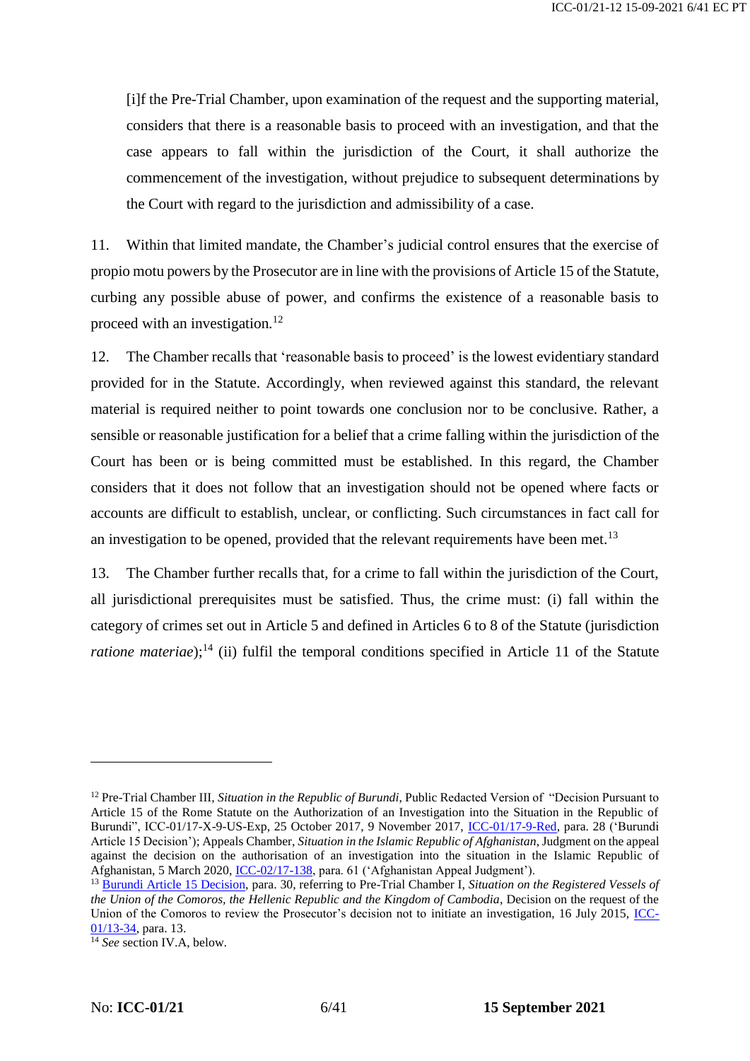> [i]f the Pre-Trial Chamber, upon examination of the request and the supporting material, considers that there is a reasonable basis to proceed with an investigation, and that the case appears to fall within the jurisdiction of the Court, it shall authorize the commencement of the investigation, without prejudice to subsequent determinations by the Court with regard to the jurisdiction and admissibility of a case.

11. Within that limited mandate, the Chamber's judicial control ensures that the exercise of propio motu powers by the Prosecutor are in line with the provisions of Article 15 of the Statute, curbing any possible abuse of power, and confirms the existence of a reasonable basis to proceed with an investigation.[12]

12. The Chamber recalls that 'reasonable basis to proceed' is the lowest evidentiary standard provided for in the Statute. Accordingly, when reviewed against this standard, the relevant material is required neither to point towards one conclusion nor to be conclusive. Rather, a sensible or reasonable justification for a belief that a crime falling within the jurisdiction of the Court has been or is being committed must be established. In this regard, the Chamber considers that it does not follow that an investigation should not be opened where facts or accounts are difficult to establish, unclear, or conflicting. Such circumstances in fact call for an investigation to be opened, provided that the relevant requirements have been met.[13]

13. The Chamber further recalls that, for a crime to fall within the jurisdiction of the Court, all jurisdictional prerequisites must be satisfied. Thus, the crime must: (i) fall within the category of crimes set out in Article 5 and defined in Articles 6 to 8 of the Statute (jurisdiction *ratione materiae*);[14] (ii) fulfil the temporal conditions specified in Article 11 of the Statute

---

[12] Pre-Trial Chamber III, *Situation in the Republic of Burundi*, Public Redacted Version of "Decision Pursuant to Article 15 of the Rome Statute on the Authorization of an Investigation into the Situation in the Republic of Burundi", ICC-01/17-X-9-US-Exp, 25 October 2017, 9 November 2017, ICC-01/17-9-Red, para. 28 ('Burundi Article 15 Decision'); Appeals Chamber, *Situation in the Islamic Republic of Afghanistan*, Judgment on the appeal against the decision on the authorisation of an investigation into the situation in the Islamic Republic of Afghanistan, 5 March 2020, ICC-02/17-138, para. 61 ('Afghanistan Appeal Judgment').

[13] Burundi Article 15 Decision, para. 30, referring to Pre-Trial Chamber I, *Situation on the Registered Vessels of the Union of the Comoros, the Hellenic Republic and the Kingdom of Cambodia*, Decision on the request of the Union of the Comoros to review the Prosecutor's decision not to initiate an investigation, 16 July 2015, ICC-01/13-34, para. 13.

[14] *See* section IV.A, below.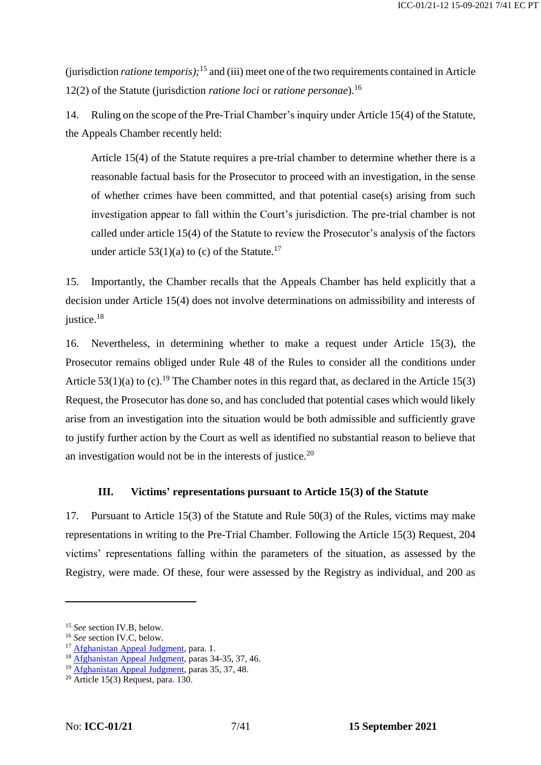(jurisdiction *ratione temporis);*[15] and (iii) meet one of the two requirements contained in Article 12(2) of the Statute (jurisdiction *ratione loci* or *ratione personae*).[16]

14. Ruling on the scope of the Pre-Trial Chamber's inquiry under Article 15(4) of the Statute, the Appeals Chamber recently held:

> Article 15(4) of the Statute requires a pre-trial chamber to determine whether there is a reasonable factual basis for the Prosecutor to proceed with an investigation, in the sense of whether crimes have been committed, and that potential case(s) arising from such investigation appear to fall within the Court's jurisdiction. The pre-trial chamber is not called under article 15(4) of the Statute to review the Prosecutor's analysis of the factors under article 53(1)(a) to (c) of the Statute.[17]

15. Importantly, the Chamber recalls that the Appeals Chamber has held explicitly that a decision under Article 15(4) does not involve determinations on admissibility and interests of justice.[18]

16. Nevertheless, in determining whether to make a request under Article 15(3), the Prosecutor remains obliged under Rule 48 of the Rules to consider all the conditions under Article 53(1)(a) to (c).[19] The Chamber notes in this regard that, as declared in the Article 15(3) Request, the Prosecutor has done so, and has concluded that potential cases which would likely arise from an investigation into the situation would be both admissible and sufficiently grave to justify further action by the Court as well as identified no substantial reason to believe that an investigation would not be in the interests of justice.[20]

### III. Victims' representations pursuant to Article 15(3) of the Statute

17. Pursuant to Article 15(3) of the Statute and Rule 50(3) of the Rules, victims may make representations in writing to the Pre-Trial Chamber. Following the Article 15(3) Request, 204 victims' representations falling within the parameters of the situation, as assessed by the Registry, were made. Of these, four were assessed by the Registry as individual, and 200 as

---

[15] *See* section IV.B, below.
[16] *See* section IV.C, below.
[17] Afghanistan Appeal Judgment, para. 1.
[18] Afghanistan Appeal Judgment, paras 34-35, 37, 46.
[19] Afghanistan Appeal Judgment, paras 35, 37, 48.
[20] Article 15(3) Request, para. 130.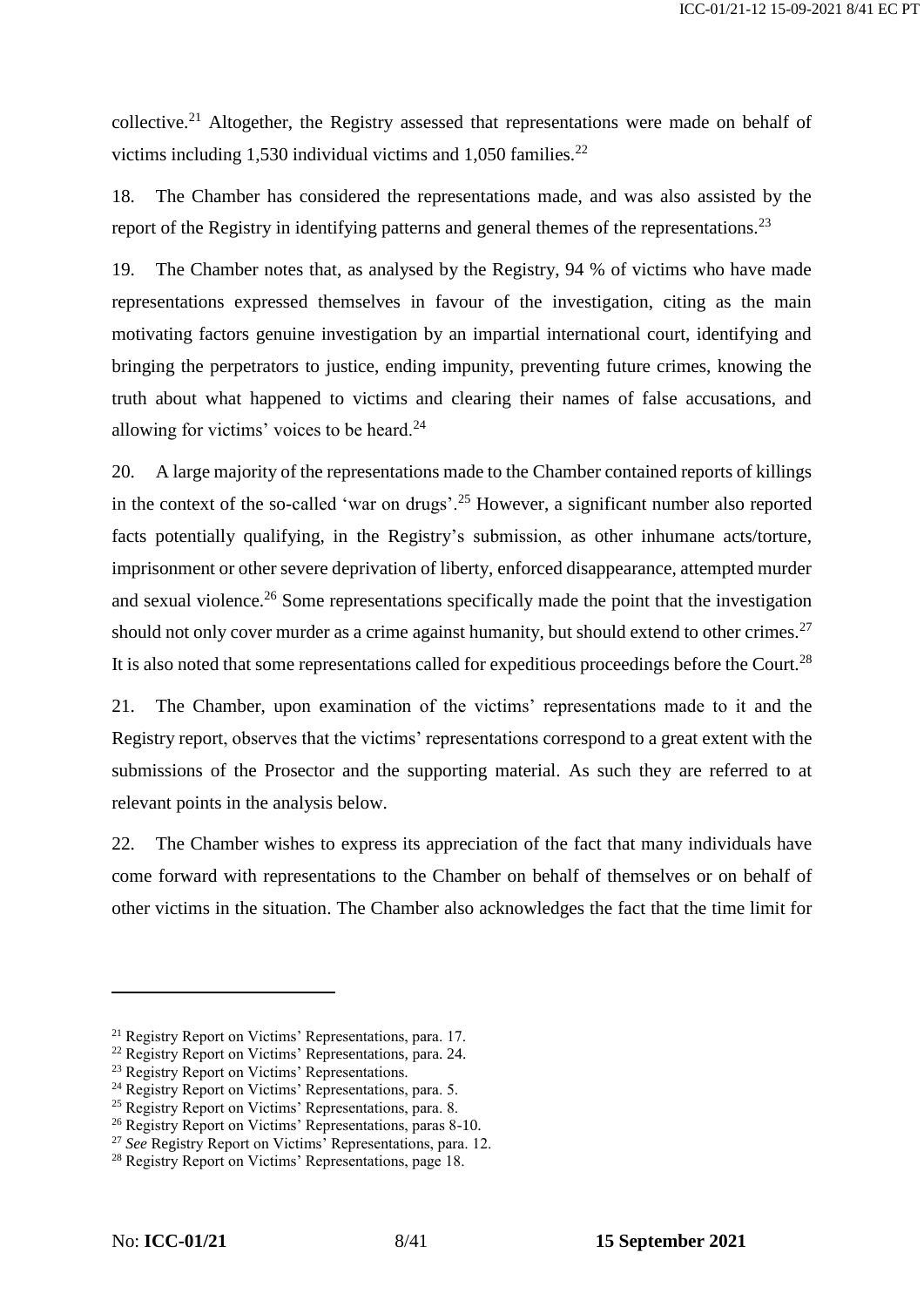collective.[21] Altogether, the Registry assessed that representations were made on behalf of victims including 1,530 individual victims and 1,050 families.[22]

18. The Chamber has considered the representations made, and was also assisted by the report of the Registry in identifying patterns and general themes of the representations.[23]

19. The Chamber notes that, as analysed by the Registry, 94 % of victims who have made representations expressed themselves in favour of the investigation, citing as the main motivating factors genuine investigation by an impartial international court, identifying and bringing the perpetrators to justice, ending impunity, preventing future crimes, knowing the truth about what happened to victims and clearing their names of false accusations, and allowing for victims' voices to be heard.[24]

20. A large majority of the representations made to the Chamber contained reports of killings in the context of the so-called 'war on drugs'.[25] However, a significant number also reported facts potentially qualifying, in the Registry's submission, as other inhumane acts/torture, imprisonment or other severe deprivation of liberty, enforced disappearance, attempted murder and sexual violence.[26] Some representations specifically made the point that the investigation should not only cover murder as a crime against humanity, but should extend to other crimes.[27] It is also noted that some representations called for expeditious proceedings before the Court.[28]

21. The Chamber, upon examination of the victims' representations made to it and the Registry report, observes that the victims' representations correspond to a great extent with the submissions of the Prosector and the supporting material. As such they are referred to at relevant points in the analysis below.

22. The Chamber wishes to express its appreciation of the fact that many individuals have come forward with representations to the Chamber on behalf of themselves or on behalf of other victims in the situation. The Chamber also acknowledges the fact that the time limit for

---

[21] Registry Report on Victims' Representations, para. 17.

[22] Registry Report on Victims' Representations, para. 24.

[23] Registry Report on Victims' Representations.

[24] Registry Report on Victims' Representations, para. 5.

[25] Registry Report on Victims' Representations, para. 8.

[26] Registry Report on Victims' Representations, paras 8-10.

[27] *See* Registry Report on Victims' Representations, para. 12.

[28] Registry Report on Victims' Representations, page 18.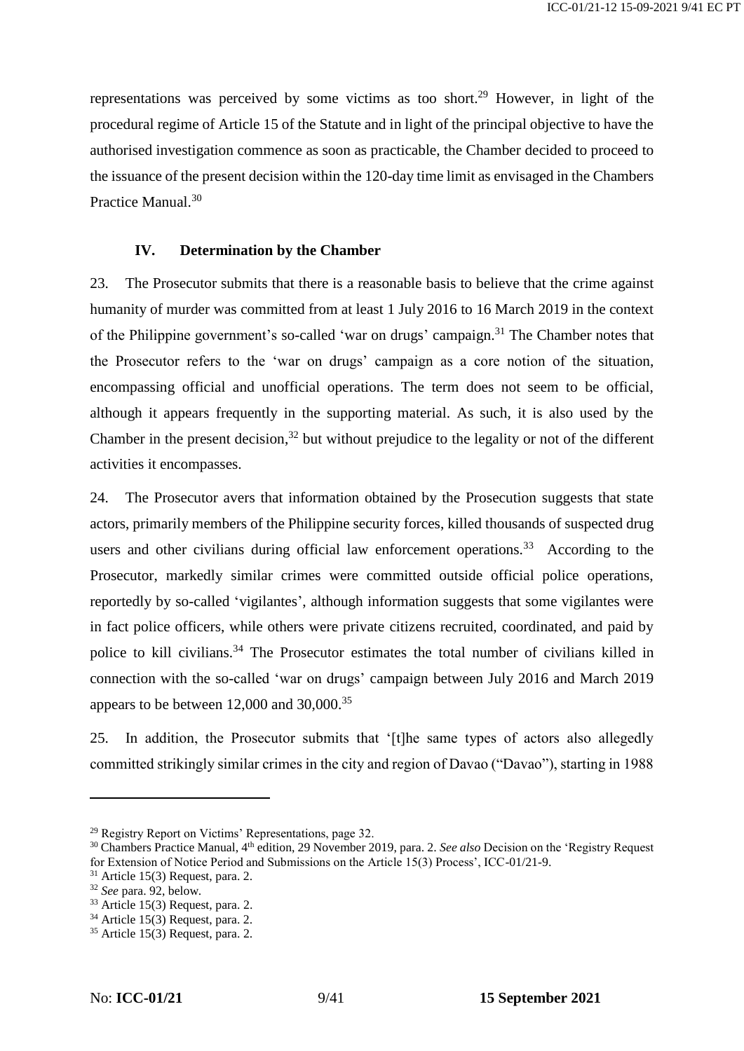representations was perceived by some victims as too short.[29] However, in light of the procedural regime of Article 15 of the Statute and in light of the principal objective to have the authorised investigation commence as soon as practicable, the Chamber decided to proceed to the issuance of the present decision within the 120-day time limit as envisaged in the Chambers Practice Manual.[30]

## IV. Determination by the Chamber

23. The Prosecutor submits that there is a reasonable basis to believe that the crime against humanity of murder was committed from at least 1 July 2016 to 16 March 2019 in the context of the Philippine government's so-called 'war on drugs' campaign.[31] The Chamber notes that the Prosecutor refers to the 'war on drugs' campaign as a core notion of the situation, encompassing official and unofficial operations. The term does not seem to be official, although it appears frequently in the supporting material. As such, it is also used by the Chamber in the present decision,[32] but without prejudice to the legality or not of the different activities it encompasses.

24. The Prosecutor avers that information obtained by the Prosecution suggests that state actors, primarily members of the Philippine security forces, killed thousands of suspected drug users and other civilians during official law enforcement operations.[33] According to the Prosecutor, markedly similar crimes were committed outside official police operations, reportedly by so-called 'vigilantes', although information suggests that some vigilantes were in fact police officers, while others were private citizens recruited, coordinated, and paid by police to kill civilians.[34] The Prosecutor estimates the total number of civilians killed in connection with the so-called 'war on drugs' campaign between July 2016 and March 2019 appears to be between 12,000 and 30,000.[35]

25. In addition, the Prosecutor submits that '[t]he same types of actors also allegedly committed strikingly similar crimes in the city and region of Davao ("Davao"), starting in 1988

---

[29] Registry Report on Victims' Representations, page 32.

[30] Chambers Practice Manual, 4th edition, 29 November 2019, para. 2. *See also* Decision on the 'Registry Request for Extension of Notice Period and Submissions on the Article 15(3) Process', ICC-01/21-9.

[31] Article 15(3) Request, para. 2.

[32] *See* para. 92, below.

[33] Article 15(3) Request, para. 2.

[34] Article 15(3) Request, para. 2.

[35] Article 15(3) Request, para. 2.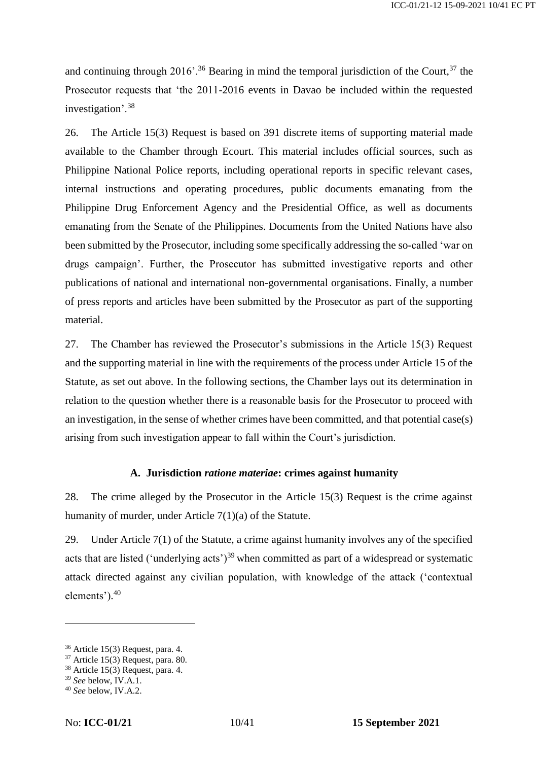and continuing through 2016'.[36] Bearing in mind the temporal jurisdiction of the Court,[37] the Prosecutor requests that 'the 2011-2016 events in Davao be included within the requested investigation'.[38]

26. The Article 15(3) Request is based on 391 discrete items of supporting material made available to the Chamber through Ecourt. This material includes official sources, such as Philippine National Police reports, including operational reports in specific relevant cases, internal instructions and operating procedures, public documents emanating from the Philippine Drug Enforcement Agency and the Presidential Office, as well as documents emanating from the Senate of the Philippines. Documents from the United Nations have also been submitted by the Prosecutor, including some specifically addressing the so-called 'war on drugs campaign'. Further, the Prosecutor has submitted investigative reports and other publications of national and international non-governmental organisations. Finally, a number of press reports and articles have been submitted by the Prosecutor as part of the supporting material.

27. The Chamber has reviewed the Prosecutor's submissions in the Article 15(3) Request and the supporting material in line with the requirements of the process under Article 15 of the Statute, as set out above. In the following sections, the Chamber lays out its determination in relation to the question whether there is a reasonable basis for the Prosecutor to proceed with an investigation, in the sense of whether crimes have been committed, and that potential case(s) arising from such investigation appear to fall within the Court's jurisdiction.

### A. Jurisdiction *ratione materiae*: crimes against humanity

28. The crime alleged by the Prosecutor in the Article 15(3) Request is the crime against humanity of murder, under Article 7(1)(a) of the Statute.

29. Under Article 7(1) of the Statute, a crime against humanity involves any of the specified acts that are listed ('underlying acts')[39] when committed as part of a widespread or systematic attack directed against any civilian population, with knowledge of the attack ('contextual elements').[40]

---

[36] Article 15(3) Request, para. 4.
[37] Article 15(3) Request, para. 80.
[38] Article 15(3) Request, para. 4.
[39] *See* below, IV.A.1.
[40] *See* below, IV.A.2.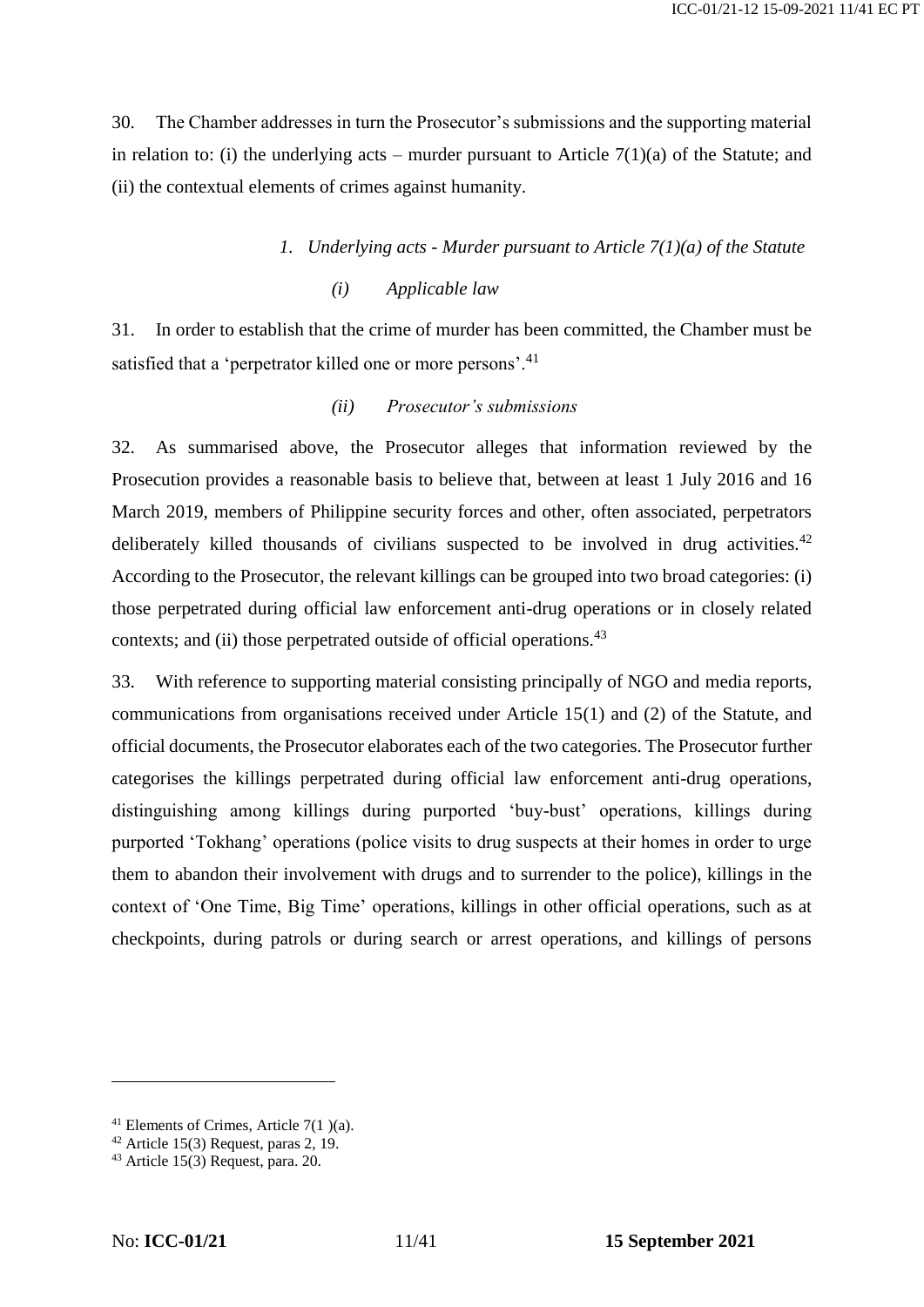30. The Chamber addresses in turn the Prosecutor's submissions and the supporting material in relation to: (i) the underlying acts – murder pursuant to Article 7(1)(a) of the Statute; and (ii) the contextual elements of crimes against humanity.

### *1. Underlying acts - Murder pursuant to Article 7(1)(a) of the Statute*

#### *(i) Applicable law*

31. In order to establish that the crime of murder has been committed, the Chamber must be satisfied that a 'perpetrator killed one or more persons'.[41]

#### *(ii) Prosecutor's submissions*

32. As summarised above, the Prosecutor alleges that information reviewed by the Prosecution provides a reasonable basis to believe that, between at least 1 July 2016 and 16 March 2019, members of Philippine security forces and other, often associated, perpetrators deliberately killed thousands of civilians suspected to be involved in drug activities.[42] According to the Prosecutor, the relevant killings can be grouped into two broad categories: (i) those perpetrated during official law enforcement anti-drug operations or in closely related contexts; and (ii) those perpetrated outside of official operations.[43]

33. With reference to supporting material consisting principally of NGO and media reports, communications from organisations received under Article 15(1) and (2) of the Statute, and official documents, the Prosecutor elaborates each of the two categories. The Prosecutor further categorises the killings perpetrated during official law enforcement anti-drug operations, distinguishing among killings during purported 'buy-bust' operations, killings during purported 'Tokhang' operations (police visits to drug suspects at their homes in order to urge them to abandon their involvement with drugs and to surrender to the police), killings in the context of 'One Time, Big Time' operations, killings in other official operations, such as at checkpoints, during patrols or during search or arrest operations, and killings of persons

---

[41] Elements of Crimes, Article 7(1 )(a).

[42] Article 15(3) Request, paras 2, 19.

[43] Article 15(3) Request, para. 20.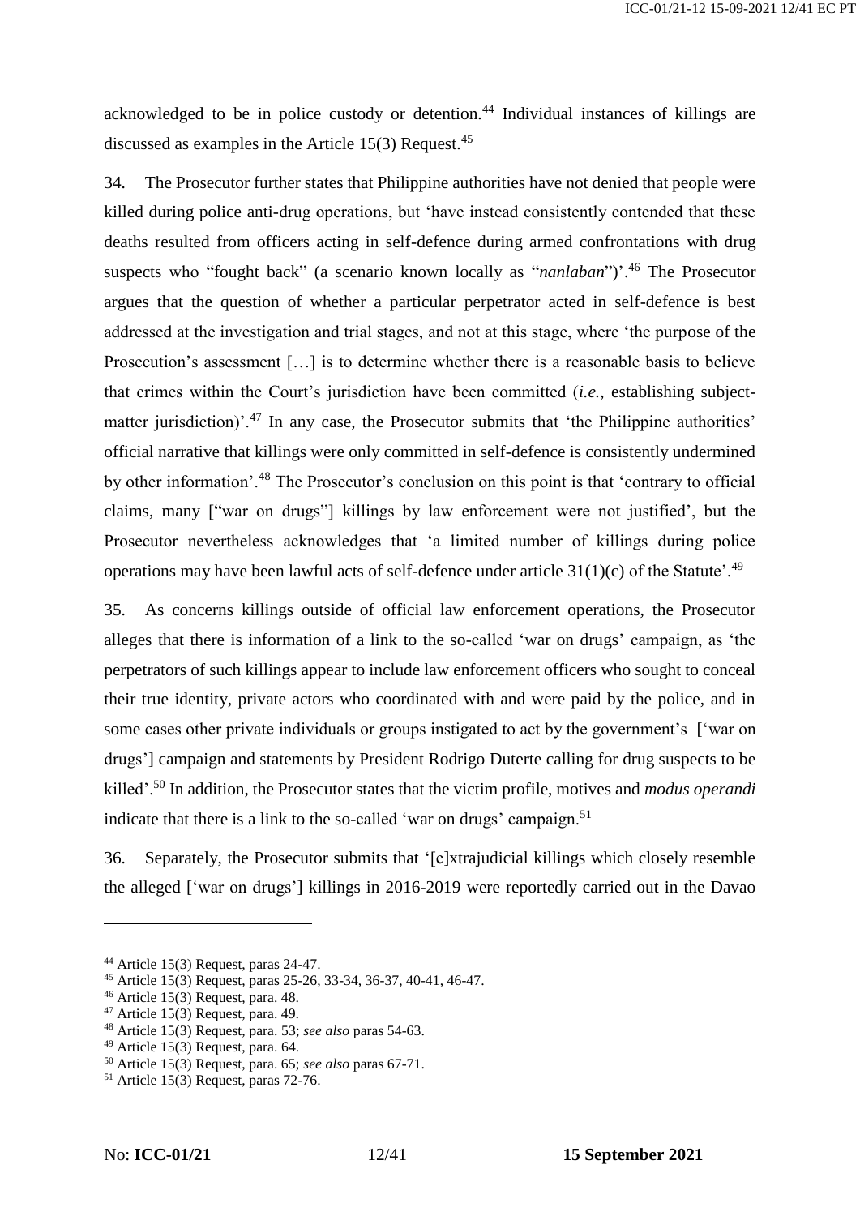acknowledged to be in police custody or detention.[44] Individual instances of killings are discussed as examples in the Article 15(3) Request.[45]

34. The Prosecutor further states that Philippine authorities have not denied that people were killed during police anti-drug operations, but 'have instead consistently contended that these deaths resulted from officers acting in self-defence during armed confrontations with drug suspects who "fought back" (a scenario known locally as "*nanlaban*")'.[46] The Prosecutor argues that the question of whether a particular perpetrator acted in self-defence is best addressed at the investigation and trial stages, and not at this stage, where 'the purpose of the Prosecution's assessment […] is to determine whether there is a reasonable basis to believe that crimes within the Court's jurisdiction have been committed (*i.e.*, establishing subject-matter jurisdiction)'.[47] In any case, the Prosecutor submits that 'the Philippine authorities' official narrative that killings were only committed in self-defence is consistently undermined by other information'.[48] The Prosecutor's conclusion on this point is that 'contrary to official claims, many ["war on drugs"] killings by law enforcement were not justified', but the Prosecutor nevertheless acknowledges that 'a limited number of killings during police operations may have been lawful acts of self-defence under article 31(1)(c) of the Statute'.[49]

35. As concerns killings outside of official law enforcement operations, the Prosecutor alleges that there is information of a link to the so-called 'war on drugs' campaign, as 'the perpetrators of such killings appear to include law enforcement officers who sought to conceal their true identity, private actors who coordinated with and were paid by the police, and in some cases other private individuals or groups instigated to act by the government's ['war on drugs'] campaign and statements by President Rodrigo Duterte calling for drug suspects to be killed'.[50] In addition, the Prosecutor states that the victim profile, motives and *modus operandi* indicate that there is a link to the so-called 'war on drugs' campaign.[51]

36. Separately, the Prosecutor submits that '[e]xtrajudicial killings which closely resemble the alleged ['war on drugs'] killings in 2016-2019 were reportedly carried out in the Davao

---

[44] Article 15(3) Request, paras 24-47.

[45] Article 15(3) Request, paras 25-26, 33-34, 36-37, 40-41, 46-47.

[46] Article 15(3) Request, para. 48.

[47] Article 15(3) Request, para. 49.

[48] Article 15(3) Request, para. 53; *see also* paras 54-63.

[49] Article 15(3) Request, para. 64.

[50] Article 15(3) Request, para. 65; *see also* paras 67-71.

[51] Article 15(3) Request, paras 72-76.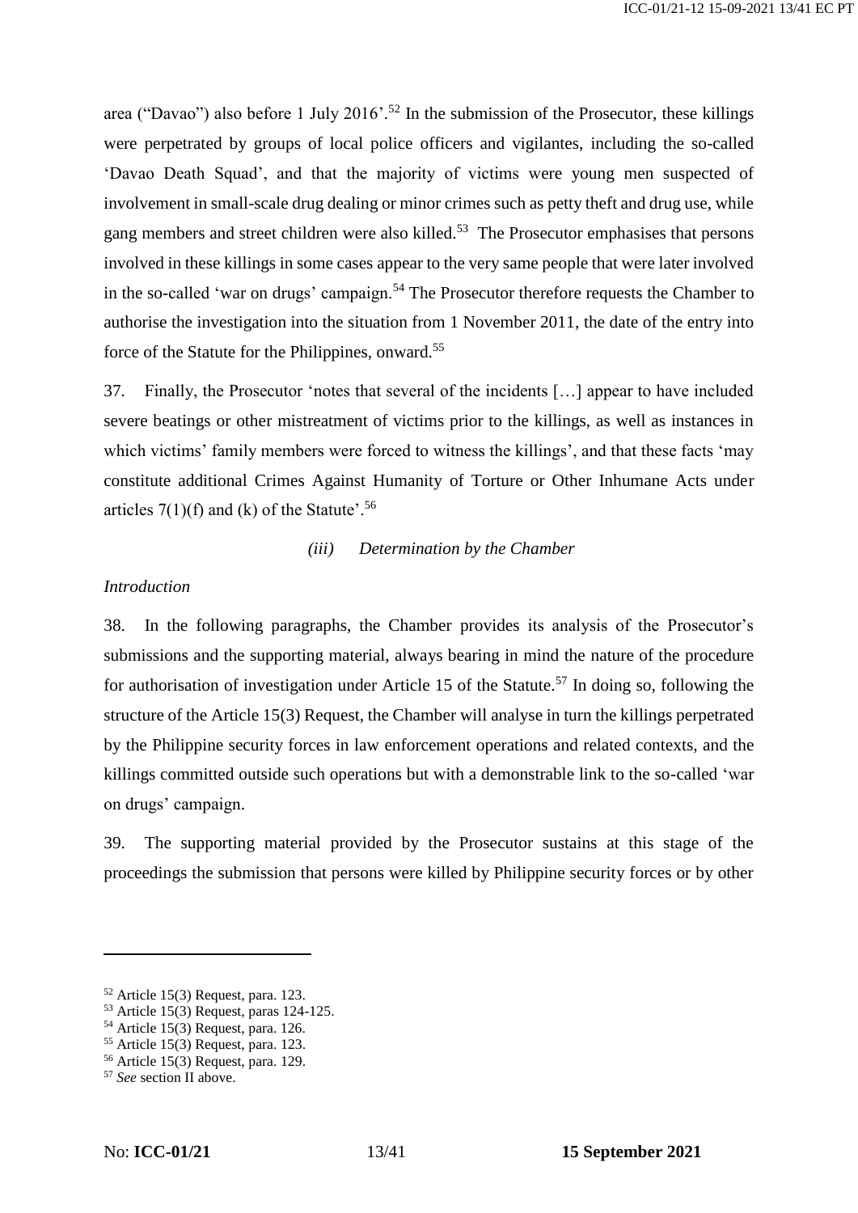area ("Davao") also before 1 July 2016'.[52] In the submission of the Prosecutor, these killings were perpetrated by groups of local police officers and vigilantes, including the so-called 'Davao Death Squad', and that the majority of victims were young men suspected of involvement in small-scale drug dealing or minor crimes such as petty theft and drug use, while gang members and street children were also killed.[53] The Prosecutor emphasises that persons involved in these killings in some cases appear to the very same people that were later involved in the so-called 'war on drugs' campaign.[54] The Prosecutor therefore requests the Chamber to authorise the investigation into the situation from 1 November 2011, the date of the entry into force of the Statute for the Philippines, onward.[55]

37. Finally, the Prosecutor 'notes that several of the incidents […] appear to have included severe beatings or other mistreatment of victims prior to the killings, as well as instances in which victims' family members were forced to witness the killings', and that these facts 'may constitute additional Crimes Against Humanity of Torture or Other Inhumane Acts under articles 7(1)(f) and (k) of the Statute'.[56]

*(iii) Determination by the Chamber*

*Introduction*

38. In the following paragraphs, the Chamber provides its analysis of the Prosecutor's submissions and the supporting material, always bearing in mind the nature of the procedure for authorisation of investigation under Article 15 of the Statute.[57] In doing so, following the structure of the Article 15(3) Request, the Chamber will analyse in turn the killings perpetrated by the Philippine security forces in law enforcement operations and related contexts, and the killings committed outside such operations but with a demonstrable link to the so-called 'war on drugs' campaign.

39. The supporting material provided by the Prosecutor sustains at this stage of the proceedings the submission that persons were killed by Philippine security forces or by other

---

[52] Article 15(3) Request, para. 123.
[53] Article 15(3) Request, paras 124-125.
[54] Article 15(3) Request, para. 126.
[55] Article 15(3) Request, para. 123.
[56] Article 15(3) Request, para. 129.
[57] *See* section II above.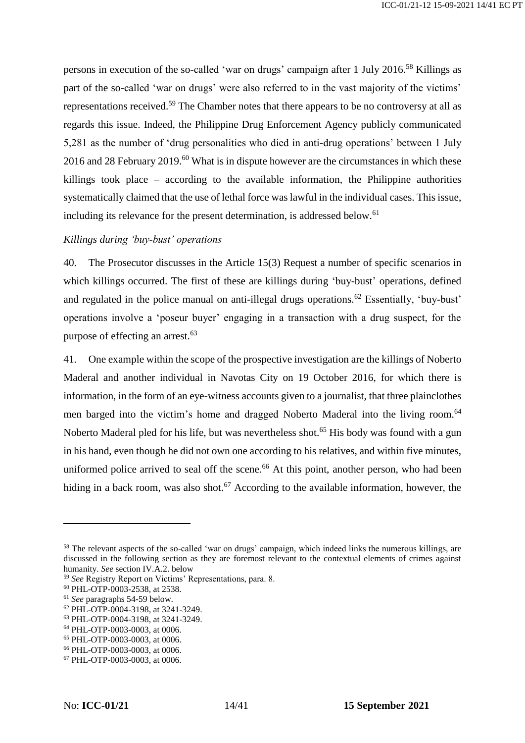persons in execution of the so-called 'war on drugs' campaign after 1 July 2016.[58] Killings as part of the so-called 'war on drugs' were also referred to in the vast majority of the victims' representations received.[59] The Chamber notes that there appears to be no controversy at all as regards this issue. Indeed, the Philippine Drug Enforcement Agency publicly communicated 5,281 as the number of 'drug personalities who died in anti-drug operations' between 1 July 2016 and 28 February 2019.[60] What is in dispute however are the circumstances in which these killings took place – according to the available information, the Philippine authorities systematically claimed that the use of lethal force was lawful in the individual cases. This issue, including its relevance for the present determination, is addressed below.[61]

*Killings during 'buy-bust' operations*

40. The Prosecutor discusses in the Article 15(3) Request a number of specific scenarios in which killings occurred. The first of these are killings during 'buy-bust' operations, defined and regulated in the police manual on anti-illegal drugs operations.[62] Essentially, 'buy-bust' operations involve a 'poseur buyer' engaging in a transaction with a drug suspect, for the purpose of effecting an arrest.[63]

41. One example within the scope of the prospective investigation are the killings of Noberto Maderal and another individual in Navotas City on 19 October 2016, for which there is information, in the form of an eye-witness accounts given to a journalist, that three plainclothes men barged into the victim's home and dragged Noberto Maderal into the living room.[64] Noberto Maderal pled for his life, but was nevertheless shot.[65] His body was found with a gun in his hand, even though he did not own one according to his relatives, and within five minutes, uniformed police arrived to seal off the scene.[66] At this point, another person, who had been hiding in a back room, was also shot.[67] According to the available information, however, the

---

[58] The relevant aspects of the so-called 'war on drugs' campaign, which indeed links the numerous killings, are discussed in the following section as they are foremost relevant to the contextual elements of crimes against humanity. *See* section IV.A.2. below

[59] *See* Registry Report on Victims' Representations, para. 8.

[60] PHL-OTP-0003-2538, at 2538.

[61] *See* paragraphs 54-59 below.

[62] PHL-OTP-0004-3198, at 3241-3249.

[63] PHL-OTP-0004-3198, at 3241-3249.

[64] PHL-OTP-0003-0003, at 0006.

[65] PHL-OTP-0003-0003, at 0006.

[66] PHL-OTP-0003-0003, at 0006.

[67] PHL-OTP-0003-0003, at 0006.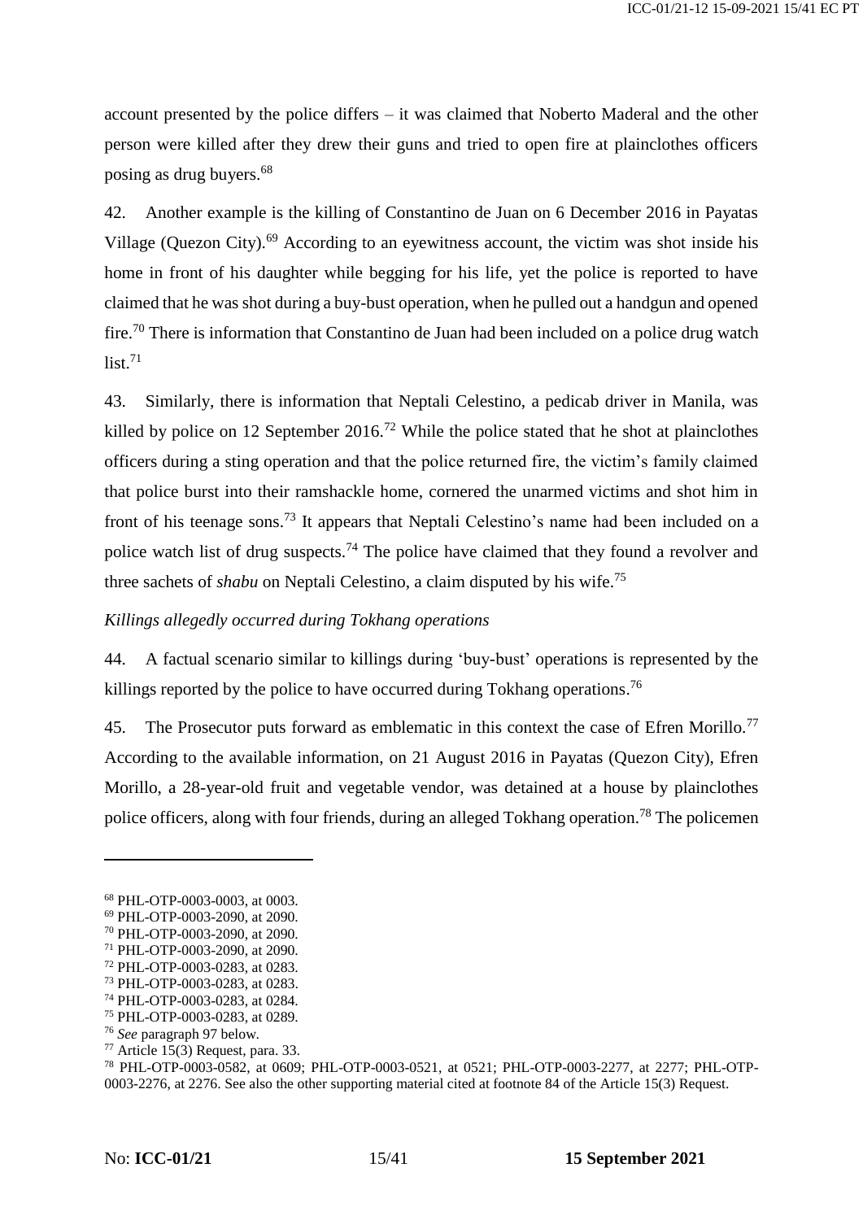account presented by the police differs – it was claimed that Noberto Maderal and the other person were killed after they drew their guns and tried to open fire at plainclothes officers posing as drug buyers.[68]

42. Another example is the killing of Constantino de Juan on 6 December 2016 in Payatas Village (Quezon City).[69] According to an eyewitness account, the victim was shot inside his home in front of his daughter while begging for his life, yet the police is reported to have claimed that he was shot during a buy-bust operation, when he pulled out a handgun and opened fire.[70] There is information that Constantino de Juan had been included on a police drug watch list.[71]

43. Similarly, there is information that Neptali Celestino, a pedicab driver in Manila, was killed by police on 12 September 2016.[72] While the police stated that he shot at plainclothes officers during a sting operation and that the police returned fire, the victim's family claimed that police burst into their ramshackle home, cornered the unarmed victims and shot him in front of his teenage sons.[73] It appears that Neptali Celestino's name had been included on a police watch list of drug suspects.[74] The police have claimed that they found a revolver and three sachets of *shabu* on Neptali Celestino, a claim disputed by his wife.[75]

*Killings allegedly occurred during Tokhang operations*

44. A factual scenario similar to killings during 'buy-bust' operations is represented by the killings reported by the police to have occurred during Tokhang operations.[76]

45. The Prosecutor puts forward as emblematic in this context the case of Efren Morillo.[77] According to the available information, on 21 August 2016 in Payatas (Quezon City), Efren Morillo, a 28-year-old fruit and vegetable vendor, was detained at a house by plainclothes police officers, along with four friends, during an alleged Tokhang operation.[78] The policemen

---

[68] PHL-OTP-0003-0003, at 0003.

[69] PHL-OTP-0003-2090, at 2090.

[70] PHL-OTP-0003-2090, at 2090.

[71] PHL-OTP-0003-2090, at 2090.

[72] PHL-OTP-0003-0283, at 0283.

[73] PHL-OTP-0003-0283, at 0283.

[74] PHL-OTP-0003-0283, at 0284.

[75] PHL-OTP-0003-0283, at 0289.

[76] *See* paragraph 97 below.

[77] Article 15(3) Request, para. 33.

[78] PHL-OTP-0003-0582, at 0609; PHL-OTP-0003-0521, at 0521; PHL-OTP-0003-2277, at 2277; PHL-OTP-0003-2276, at 2276. See also the other supporting material cited at footnote 84 of the Article 15(3) Request.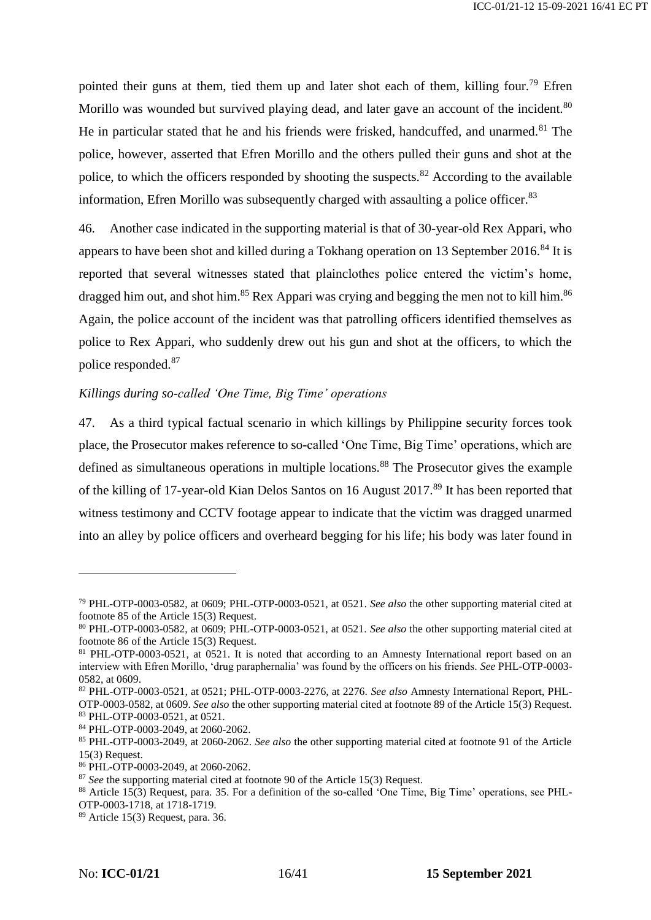pointed their guns at them, tied them up and later shot each of them, killing four.[79] Efren Morillo was wounded but survived playing dead, and later gave an account of the incident.[80] He in particular stated that he and his friends were frisked, handcuffed, and unarmed.[81] The police, however, asserted that Efren Morillo and the others pulled their guns and shot at the police, to which the officers responded by shooting the suspects.[82] According to the available information, Efren Morillo was subsequently charged with assaulting a police officer.[83]

46. Another case indicated in the supporting material is that of 30-year-old Rex Appari, who appears to have been shot and killed during a Tokhang operation on 13 September 2016.[84] It is reported that several witnesses stated that plainclothes police entered the victim's home, dragged him out, and shot him.[85] Rex Appari was crying and begging the men not to kill him.[86] Again, the police account of the incident was that patrolling officers identified themselves as police to Rex Appari, who suddenly drew out his gun and shot at the officers, to which the police responded.[87]

*Killings during so-called 'One Time, Big Time' operations*

47. As a third typical factual scenario in which killings by Philippine security forces took place, the Prosecutor makes reference to so-called 'One Time, Big Time' operations, which are defined as simultaneous operations in multiple locations.[88] The Prosecutor gives the example of the killing of 17-year-old Kian Delos Santos on 16 August 2017.[89] It has been reported that witness testimony and CCTV footage appear to indicate that the victim was dragged unarmed into an alley by police officers and overheard begging for his life; his body was later found in

---

[79] PHL-OTP-0003-0582, at 0609; PHL-OTP-0003-0521, at 0521. *See also* the other supporting material cited at footnote 85 of the Article 15(3) Request.

[80] PHL-OTP-0003-0582, at 0609; PHL-OTP-0003-0521, at 0521. *See also* the other supporting material cited at footnote 86 of the Article 15(3) Request.

[81] PHL-OTP-0003-0521, at 0521. It is noted that according to an Amnesty International report based on an interview with Efren Morillo, 'drug paraphernalia' was found by the officers on his friends. *See* PHL-OTP-0003-0582, at 0609.

[82] PHL-OTP-0003-0521, at 0521; PHL-OTP-0003-2276, at 2276. *See also* Amnesty International Report, PHL-OTP-0003-0582, at 0609. *See also* the other supporting material cited at footnote 89 of the Article 15(3) Request.

[83] PHL-OTP-0003-0521, at 0521.

[84] PHL-OTP-0003-2049, at 2060-2062.

[85] PHL-OTP-0003-2049, at 2060-2062. *See also* the other supporting material cited at footnote 91 of the Article 15(3) Request.

[86] PHL-OTP-0003-2049, at 2060-2062.

[87] *See* the supporting material cited at footnote 90 of the Article 15(3) Request.

[88] Article 15(3) Request, para. 35. For a definition of the so-called 'One Time, Big Time' operations, see PHL-OTP-0003-1718, at 1718-1719.

[89] Article 15(3) Request, para. 36.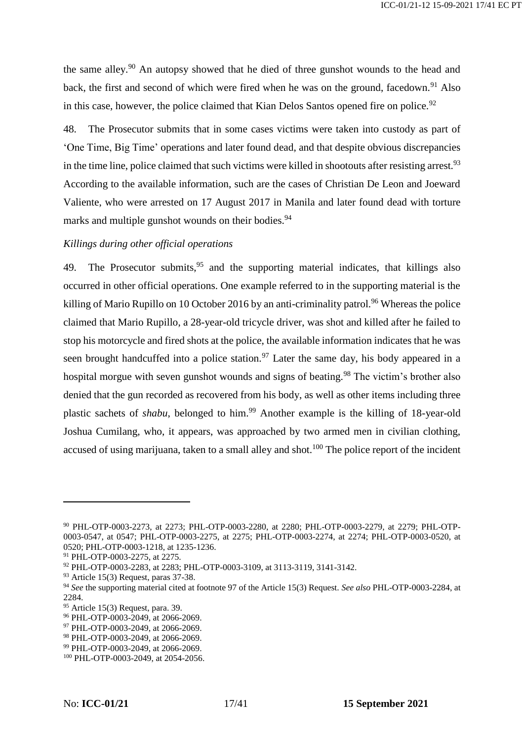the same alley.[90] An autopsy showed that he died of three gunshot wounds to the head and back, the first and second of which were fired when he was on the ground, facedown.[91] Also in this case, however, the police claimed that Kian Delos Santos opened fire on police.[92]

48. The Prosecutor submits that in some cases victims were taken into custody as part of 'One Time, Big Time' operations and later found dead, and that despite obvious discrepancies in the time line, police claimed that such victims were killed in shootouts after resisting arrest.[93] According to the available information, such are the cases of Christian De Leon and Joeward Valiente, who were arrested on 17 August 2017 in Manila and later found dead with torture marks and multiple gunshot wounds on their bodies.[94]

*Killings during other official operations*

49. The Prosecutor submits,[95] and the supporting material indicates, that killings also occurred in other official operations. One example referred to in the supporting material is the killing of Mario Rupillo on 10 October 2016 by an anti-criminality patrol.[96] Whereas the police claimed that Mario Rupillo, a 28-year-old tricycle driver, was shot and killed after he failed to stop his motorcycle and fired shots at the police, the available information indicates that he was seen brought handcuffed into a police station.[97] Later the same day, his body appeared in a hospital morgue with seven gunshot wounds and signs of beating.[98] The victim's brother also denied that the gun recorded as recovered from his body, as well as other items including three plastic sachets of *shabu*, belonged to him.[99] Another example is the killing of 18-year-old Joshua Cumilang, who, it appears, was approached by two armed men in civilian clothing, accused of using marijuana, taken to a small alley and shot.[100] The police report of the incident

---

[90] PHL-OTP-0003-2273, at 2273; PHL-OTP-0003-2280, at 2280; PHL-OTP-0003-2279, at 2279; PHL-OTP-0003-0547, at 0547; PHL-OTP-0003-2275, at 2275; PHL-OTP-0003-2274, at 2274; PHL-OTP-0003-0520, at 0520; PHL-OTP-0003-1218, at 1235-1236.

[91] PHL-OTP-0003-2275, at 2275.

[92] PHL-OTP-0003-2283, at 2283; PHL-OTP-0003-3109, at 3113-3119, 3141-3142.

[93] Article 15(3) Request, paras 37-38.

[94] *See* the supporting material cited at footnote 97 of the Article 15(3) Request. *See also* PHL-OTP-0003-2284, at 2284.

[95] Article 15(3) Request, para. 39.

[96] PHL-OTP-0003-2049, at 2066-2069.

[97] PHL-OTP-0003-2049, at 2066-2069.

[98] PHL-OTP-0003-2049, at 2066-2069.

[99] PHL-OTP-0003-2049, at 2066-2069.

[100] PHL-OTP-0003-2049, at 2054-2056.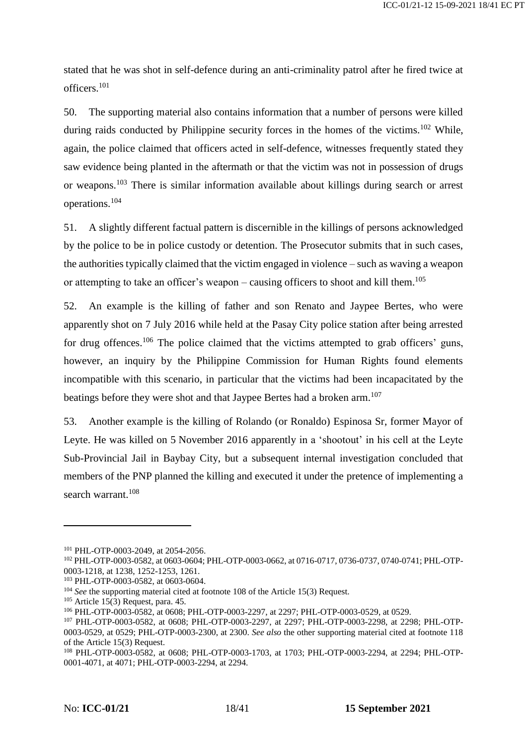stated that he was shot in self-defence during an anti-criminality patrol after he fired twice at officers.[101]

50. The supporting material also contains information that a number of persons were killed during raids conducted by Philippine security forces in the homes of the victims.[102] While, again, the police claimed that officers acted in self-defence, witnesses frequently stated they saw evidence being planted in the aftermath or that the victim was not in possession of drugs or weapons.[103] There is similar information available about killings during search or arrest operations.[104]

51. A slightly different factual pattern is discernible in the killings of persons acknowledged by the police to be in police custody or detention. The Prosecutor submits that in such cases, the authorities typically claimed that the victim engaged in violence – such as waving a weapon or attempting to take an officer's weapon – causing officers to shoot and kill them.[105]

52. An example is the killing of father and son Renato and Jaypee Bertes, who were apparently shot on 7 July 2016 while held at the Pasay City police station after being arrested for drug offences.[106] The police claimed that the victims attempted to grab officers' guns, however, an inquiry by the Philippine Commission for Human Rights found elements incompatible with this scenario, in particular that the victims had been incapacitated by the beatings before they were shot and that Jaypee Bertes had a broken arm.[107]

53. Another example is the killing of Rolando (or Ronaldo) Espinosa Sr, former Mayor of Leyte. He was killed on 5 November 2016 apparently in a 'shootout' in his cell at the Leyte Sub-Provincial Jail in Baybay City, but a subsequent internal investigation concluded that members of the PNP planned the killing and executed it under the pretence of implementing a search warrant.[108]

---

[101] PHL-OTP-0003-2049, at 2054-2056.

[102] PHL-OTP-0003-0582, at 0603-0604; PHL-OTP-0003-0662, at 0716-0717, 0736-0737, 0740-0741; PHL-OTP-0003-1218, at 1238, 1252-1253, 1261.

[103] PHL-OTP-0003-0582, at 0603-0604.

[104] *See* the supporting material cited at footnote 108 of the Article 15(3) Request.

[105] Article 15(3) Request, para. 45.

[106] PHL-OTP-0003-0582, at 0608; PHL-OTP-0003-2297, at 2297; PHL-OTP-0003-0529, at 0529.

[107] PHL-OTP-0003-0582, at 0608; PHL-OTP-0003-2297, at 2297; PHL-OTP-0003-2298, at 2298; PHL-OTP-0003-0529, at 0529; PHL-OTP-0003-2300, at 2300. *See also* the other supporting material cited at footnote 118 of the Article 15(3) Request.

[108] PHL-OTP-0003-0582, at 0608; PHL-OTP-0003-1703, at 1703; PHL-OTP-0003-2294, at 2294; PHL-OTP-0001-4071, at 4071; PHL-OTP-0003-2294, at 2294.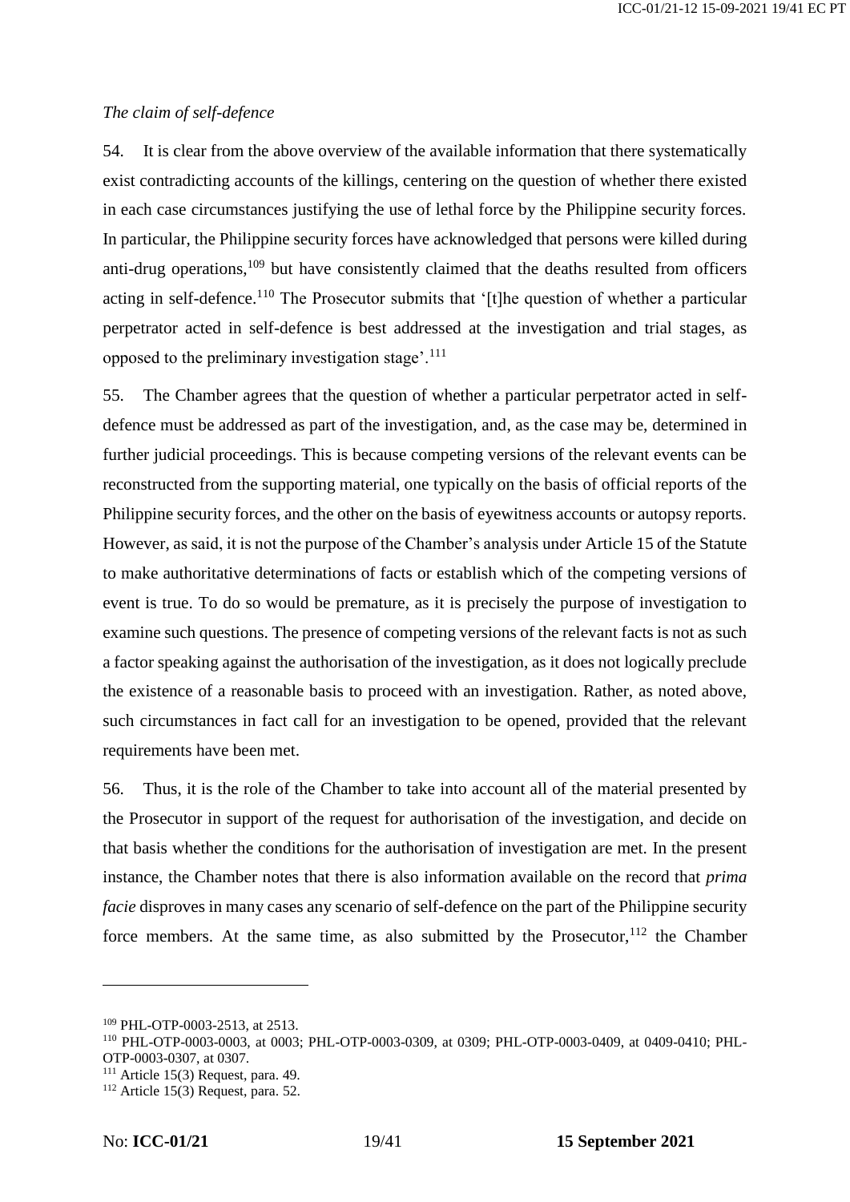*The claim of self-defence*

54. It is clear from the above overview of the available information that there systematically exist contradicting accounts of the killings, centering on the question of whether there existed in each case circumstances justifying the use of lethal force by the Philippine security forces. In particular, the Philippine security forces have acknowledged that persons were killed during anti-drug operations,[109] but have consistently claimed that the deaths resulted from officers acting in self-defence.[110] The Prosecutor submits that '[t]he question of whether a particular perpetrator acted in self-defence is best addressed at the investigation and trial stages, as opposed to the preliminary investigation stage'.[111]

55. The Chamber agrees that the question of whether a particular perpetrator acted in self-defence must be addressed as part of the investigation, and, as the case may be, determined in further judicial proceedings. This is because competing versions of the relevant events can be reconstructed from the supporting material, one typically on the basis of official reports of the Philippine security forces, and the other on the basis of eyewitness accounts or autopsy reports. However, as said, it is not the purpose of the Chamber's analysis under Article 15 of the Statute to make authoritative determinations of facts or establish which of the competing versions of event is true. To do so would be premature, as it is precisely the purpose of investigation to examine such questions. The presence of competing versions of the relevant facts is not as such a factor speaking against the authorisation of the investigation, as it does not logically preclude the existence of a reasonable basis to proceed with an investigation. Rather, as noted above, such circumstances in fact call for an investigation to be opened, provided that the relevant requirements have been met.

56. Thus, it is the role of the Chamber to take into account all of the material presented by the Prosecutor in support of the request for authorisation of the investigation, and decide on that basis whether the conditions for the authorisation of investigation are met. In the present instance, the Chamber notes that there is also information available on the record that *prima facie* disproves in many cases any scenario of self-defence on the part of the Philippine security force members. At the same time, as also submitted by the Prosecutor,[112] the Chamber

---

[109] PHL-OTP-0003-2513, at 2513.

[110] PHL-OTP-0003-0003, at 0003; PHL-OTP-0003-0309, at 0309; PHL-OTP-0003-0409, at 0409-0410; PHL-OTP-0003-0307, at 0307.

[111] Article 15(3) Request, para. 49.

[112] Article 15(3) Request, para. 52.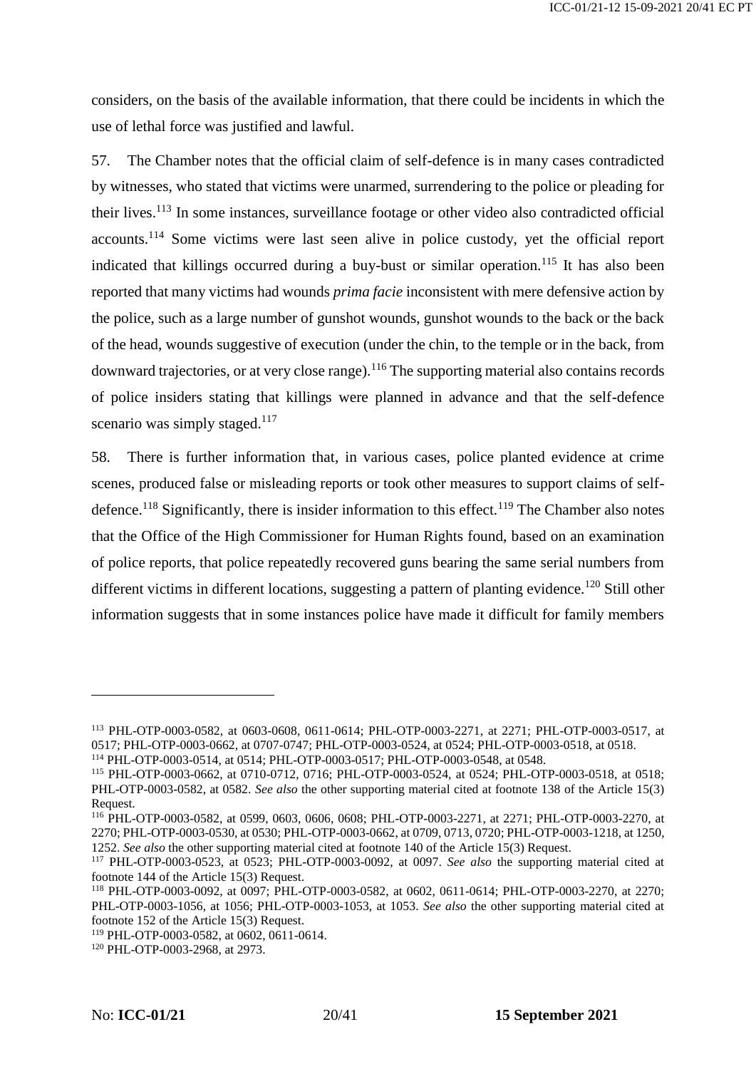considers, on the basis of the available information, that there could be incidents in which the use of lethal force was justified and lawful.

57. The Chamber notes that the official claim of self-defence is in many cases contradicted by witnesses, who stated that victims were unarmed, surrendering to the police or pleading for their lives.[113] In some instances, surveillance footage or other video also contradicted official accounts.[114] Some victims were last seen alive in police custody, yet the official report indicated that killings occurred during a buy-bust or similar operation.[115] It has also been reported that many victims had wounds *prima facie* inconsistent with mere defensive action by the police, such as a large number of gunshot wounds, gunshot wounds to the back or the back of the head, wounds suggestive of execution (under the chin, to the temple or in the back, from downward trajectories, or at very close range).[116] The supporting material also contains records of police insiders stating that killings were planned in advance and that the self-defence scenario was simply staged.[117]

58. There is further information that, in various cases, police planted evidence at crime scenes, produced false or misleading reports or took other measures to support claims of self-defence.[118] Significantly, there is insider information to this effect.[119] The Chamber also notes that the Office of the High Commissioner for Human Rights found, based on an examination of police reports, that police repeatedly recovered guns bearing the same serial numbers from different victims in different locations, suggesting a pattern of planting evidence.[120] Still other information suggests that in some instances police have made it difficult for family members

---

[113] PHL-OTP-0003-0582, at 0603-0608, 0611-0614; PHL-OTP-0003-2271, at 2271; PHL-OTP-0003-0517, at 0517; PHL-OTP-0003-0662, at 0707-0747; PHL-OTP-0003-0524, at 0524; PHL-OTP-0003-0518, at 0518.

[114] PHL-OTP-0003-0514, at 0514; PHL-OTP-0003-0517; PHL-OTP-0003-0548, at 0548.

[115] PHL-OTP-0003-0662, at 0710-0712, 0716; PHL-OTP-0003-0524, at 0524; PHL-OTP-0003-0518, at 0518; PHL-OTP-0003-0582, at 0582. *See also* the other supporting material cited at footnote 138 of the Article 15(3) Request.

[116] PHL-OTP-0003-0582, at 0599, 0603, 0606, 0608; PHL-OTP-0003-2271, at 2271; PHL-OTP-0003-2270, at 2270; PHL-OTP-0003-0530, at 0530; PHL-OTP-0003-0662, at 0709, 0713, 0720; PHL-OTP-0003-1218, at 1250, 1252. *See also* the other supporting material cited at footnote 140 of the Article 15(3) Request.

[117] PHL-OTP-0003-0523, at 0523; PHL-OTP-0003-0092, at 0097. *See also* the supporting material cited at footnote 144 of the Article 15(3) Request.

[118] PHL-OTP-0003-0092, at 0097; PHL-OTP-0003-0582, at 0602, 0611-0614; PHL-OTP-0003-2270, at 2270; PHL-OTP-0003-1056, at 1056; PHL-OTP-0003-1053, at 1053. *See also* the other supporting material cited at footnote 152 of the Article 15(3) Request.

[119] PHL-OTP-0003-0582, at 0602, 0611-0614.

[120] PHL-OTP-0003-2968, at 2973.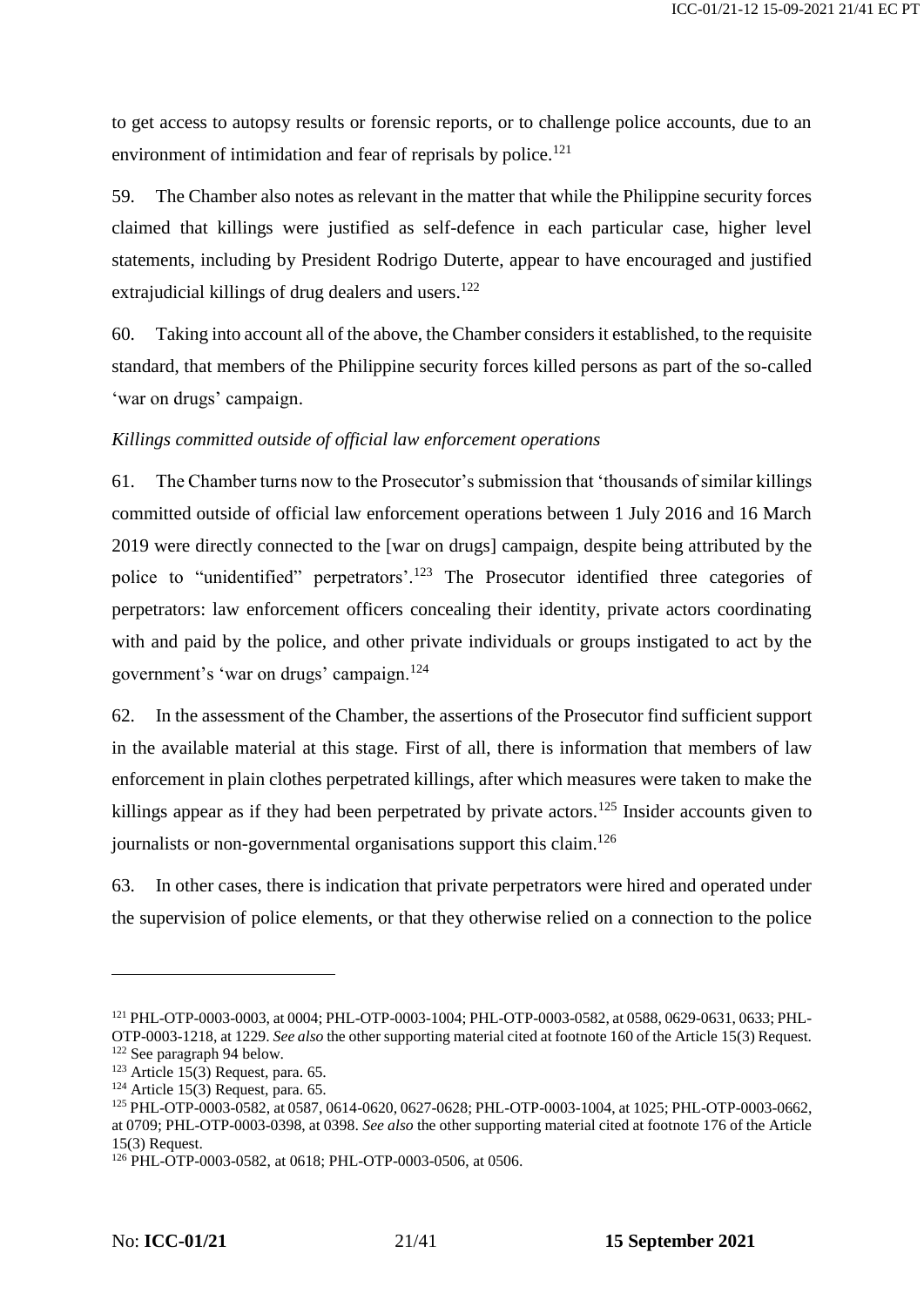to get access to autopsy results or forensic reports, or to challenge police accounts, due to an environment of intimidation and fear of reprisals by police.[121]

59. The Chamber also notes as relevant in the matter that while the Philippine security forces claimed that killings were justified as self-defence in each particular case, higher level statements, including by President Rodrigo Duterte, appear to have encouraged and justified extrajudicial killings of drug dealers and users.[122]

60. Taking into account all of the above, the Chamber considers it established, to the requisite standard, that members of the Philippine security forces killed persons as part of the so-called 'war on drugs' campaign.

*Killings committed outside of official law enforcement operations*

61. The Chamber turns now to the Prosecutor's submission that 'thousands of similar killings committed outside of official law enforcement operations between 1 July 2016 and 16 March 2019 were directly connected to the [war on drugs] campaign, despite being attributed by the police to "unidentified" perpetrators'.[123] The Prosecutor identified three categories of perpetrators: law enforcement officers concealing their identity, private actors coordinating with and paid by the police, and other private individuals or groups instigated to act by the government's 'war on drugs' campaign.[124]

62. In the assessment of the Chamber, the assertions of the Prosecutor find sufficient support in the available material at this stage. First of all, there is information that members of law enforcement in plain clothes perpetrated killings, after which measures were taken to make the killings appear as if they had been perpetrated by private actors.[125] Insider accounts given to journalists or non-governmental organisations support this claim.[126]

63. In other cases, there is indication that private perpetrators were hired and operated under the supervision of police elements, or that they otherwise relied on a connection to the police

---

[121] PHL-OTP-0003-0003, at 0004; PHL-OTP-0003-1004; PHL-OTP-0003-0582, at 0588, 0629-0631, 0633; PHL-OTP-0003-1218, at 1229. *See also* the other supporting material cited at footnote 160 of the Article 15(3) Request.

[122] See paragraph 94 below.

[123] Article 15(3) Request, para. 65.

[124] Article 15(3) Request, para. 65.

[125] PHL-OTP-0003-0582, at 0587, 0614-0620, 0627-0628; PHL-OTP-0003-1004, at 1025; PHL-OTP-0003-0662, at 0709; PHL-OTP-0003-0398, at 0398. *See also* the other supporting material cited at footnote 176 of the Article 15(3) Request.

[126] PHL-OTP-0003-0582, at 0618; PHL-OTP-0003-0506, at 0506.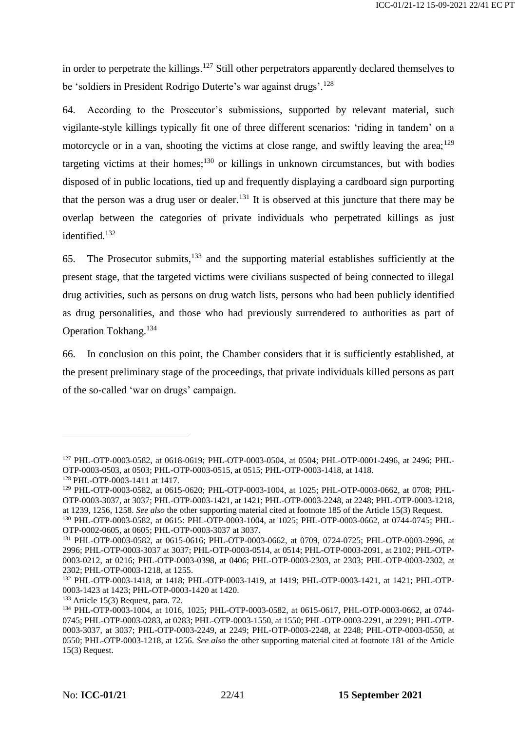in order to perpetrate the killings.[127] Still other perpetrators apparently declared themselves to be 'soldiers in President Rodrigo Duterte's war against drugs'.[128]

64. According to the Prosecutor's submissions, supported by relevant material, such vigilante-style killings typically fit one of three different scenarios: 'riding in tandem' on a motorcycle or in a van, shooting the victims at close range, and swiftly leaving the area;[129] targeting victims at their homes;[130] or killings in unknown circumstances, but with bodies disposed of in public locations, tied up and frequently displaying a cardboard sign purporting that the person was a drug user or dealer.[131] It is observed at this juncture that there may be overlap between the categories of private individuals who perpetrated killings as just identified.[132]

65. The Prosecutor submits,[133] and the supporting material establishes sufficiently at the present stage, that the targeted victims were civilians suspected of being connected to illegal drug activities, such as persons on drug watch lists, persons who had been publicly identified as drug personalities, and those who had previously surrendered to authorities as part of Operation Tokhang.[134]

66. In conclusion on this point, the Chamber considers that it is sufficiently established, at the present preliminary stage of the proceedings, that private individuals killed persons as part of the so-called 'war on drugs' campaign.

---

[127] PHL-OTP-0003-0582, at 0618-0619; PHL-OTP-0003-0504, at 0504; PHL-OTP-0001-2496, at 2496; PHL-OTP-0003-0503, at 0503; PHL-OTP-0003-0515, at 0515; PHL-OTP-0003-1418, at 1418.

[128] PHL-OTP-0003-1411 at 1417.

[129] PHL-OTP-0003-0582, at 0615-0620; PHL-OTP-0003-1004, at 1025; PHL-OTP-0003-0662, at 0708; PHL-OTP-0003-3037, at 3037; PHL-OTP-0003-1421, at 1421; PHL-OTP-0003-2248, at 2248; PHL-OTP-0003-1218, at 1239, 1256, 1258. *See also* the other supporting material cited at footnote 185 of the Article 15(3) Request.

[130] PHL-OTP-0003-0582, at 0615: PHL-OTP-0003-1004, at 1025; PHL-OTP-0003-0662, at 0744-0745; PHL-OTP-0002-0605, at 0605; PHL-OTP-0003-3037 at 3037.

[131] PHL-OTP-0003-0582, at 0615-0616; PHL-OTP-0003-0662, at 0709, 0724-0725; PHL-OTP-0003-2996, at 2996; PHL-OTP-0003-3037 at 3037; PHL-OTP-0003-0514, at 0514; PHL-OTP-0003-2091, at 2102; PHL-OTP-0003-0212, at 0216; PHL-OTP-0003-0398, at 0406; PHL-OTP-0003-2303, at 2303; PHL-OTP-0003-2302, at 2302; PHL-OTP-0003-1218, at 1255.

[132] PHL-OTP-0003-1418, at 1418; PHL-OTP-0003-1419, at 1419; PHL-OTP-0003-1421, at 1421; PHL-OTP-0003-1423 at 1423; PHL-OTP-0003-1420 at 1420.

[133] Article 15(3) Request, para. 72.

[134] PHL-OTP-0003-1004, at 1016, 1025; PHL-OTP-0003-0582, at 0615-0617, PHL-OTP-0003-0662, at 0744-0745; PHL-OTP-0003-0283, at 0283; PHL-OTP-0003-1550, at 1550; PHL-OTP-0003-2291, at 2291; PHL-OTP-0003-3037, at 3037; PHL-OTP-0003-2249, at 2249; PHL-OTP-0003-2248, at 2248; PHL-OTP-0003-0550, at 0550; PHL-OTP-0003-1218, at 1256. *See also* the other supporting material cited at footnote 181 of the Article 15(3) Request.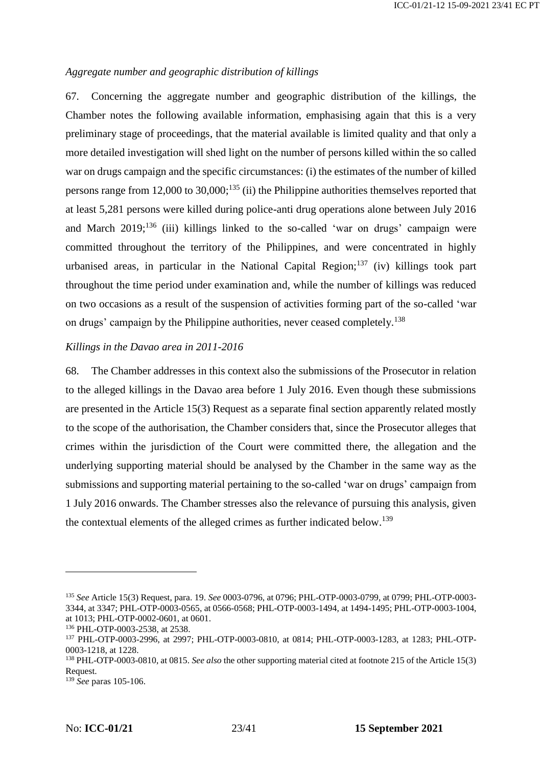*Aggregate number and geographic distribution of killings*

67. Concerning the aggregate number and geographic distribution of the killings, the Chamber notes the following available information, emphasising again that this is a very preliminary stage of proceedings, that the material available is limited quality and that only a more detailed investigation will shed light on the number of persons killed within the so called war on drugs campaign and the specific circumstances: (i) the estimates of the number of killed persons range from 12,000 to 30,000;[135] (ii) the Philippine authorities themselves reported that at least 5,281 persons were killed during police-anti drug operations alone between July 2016 and March 2019;[136] (iii) killings linked to the so-called 'war on drugs' campaign were committed throughout the territory of the Philippines, and were concentrated in highly urbanised areas, in particular in the National Capital Region;[137] (iv) killings took part throughout the time period under examination and, while the number of killings was reduced on two occasions as a result of the suspension of activities forming part of the so-called 'war on drugs' campaign by the Philippine authorities, never ceased completely.[138]

*Killings in the Davao area in 2011-2016*

68. The Chamber addresses in this context also the submissions of the Prosecutor in relation to the alleged killings in the Davao area before 1 July 2016. Even though these submissions are presented in the Article 15(3) Request as a separate final section apparently related mostly to the scope of the authorisation, the Chamber considers that, since the Prosecutor alleges that crimes within the jurisdiction of the Court were committed there, the allegation and the underlying supporting material should be analysed by the Chamber in the same way as the submissions and supporting material pertaining to the so-called 'war on drugs' campaign from 1 July 2016 onwards. The Chamber stresses also the relevance of pursuing this analysis, given the contextual elements of the alleged crimes as further indicated below.[139]

---

[135] *See* Article 15(3) Request, para. 19. *See* 0003-0796, at 0796; PHL-OTP-0003-0799, at 0799; PHL-OTP-0003-3344, at 3347; PHL-OTP-0003-0565, at 0566-0568; PHL-OTP-0003-1494, at 1494-1495; PHL-OTP-0003-1004, at 1013; PHL-OTP-0002-0601, at 0601.

[136] PHL-OTP-0003-2538, at 2538.

[137] PHL-OTP-0003-2996, at 2997; PHL-OTP-0003-0810, at 0814; PHL-OTP-0003-1283, at 1283; PHL-OTP-0003-1218, at 1228.

[138] PHL-OTP-0003-0810, at 0815. *See also* the other supporting material cited at footnote 215 of the Article 15(3) Request.

[139] *See* paras 105-106.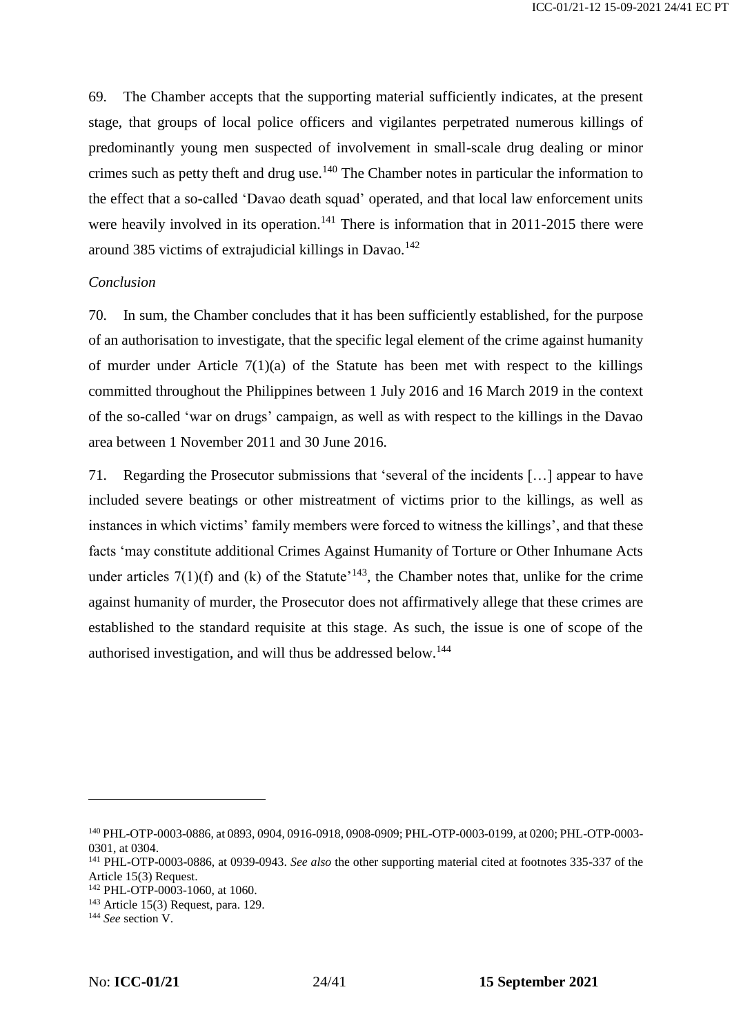69. The Chamber accepts that the supporting material sufficiently indicates, at the present stage, that groups of local police officers and vigilantes perpetrated numerous killings of predominantly young men suspected of involvement in small-scale drug dealing or minor crimes such as petty theft and drug use.[140] The Chamber notes in particular the information to the effect that a so-called 'Davao death squad' operated, and that local law enforcement units were heavily involved in its operation.[141] There is information that in 2011-2015 there were around 385 victims of extrajudicial killings in Davao.[142]

*Conclusion*

70. In sum, the Chamber concludes that it has been sufficiently established, for the purpose of an authorisation to investigate, that the specific legal element of the crime against humanity of murder under Article 7(1)(a) of the Statute has been met with respect to the killings committed throughout the Philippines between 1 July 2016 and 16 March 2019 in the context of the so-called 'war on drugs' campaign, as well as with respect to the killings in the Davao area between 1 November 2011 and 30 June 2016.

71. Regarding the Prosecutor submissions that 'several of the incidents […] appear to have included severe beatings or other mistreatment of victims prior to the killings, as well as instances in which victims' family members were forced to witness the killings', and that these facts 'may constitute additional Crimes Against Humanity of Torture or Other Inhumane Acts under articles 7(1)(f) and (k) of the Statute'[143], the Chamber notes that, unlike for the crime against humanity of murder, the Prosecutor does not affirmatively allege that these crimes are established to the standard requisite at this stage. As such, the issue is one of scope of the authorised investigation, and will thus be addressed below.[144]

---

[140] PHL-OTP-0003-0886, at 0893, 0904, 0916-0918, 0908-0909; PHL-OTP-0003-0199, at 0200; PHL-OTP-0003-0301, at 0304.

[141] PHL-OTP-0003-0886, at 0939-0943. *See also* the other supporting material cited at footnotes 335-337 of the Article 15(3) Request.

[142] PHL-OTP-0003-1060, at 1060.

[143] Article 15(3) Request, para. 129.

[144] *See* section V.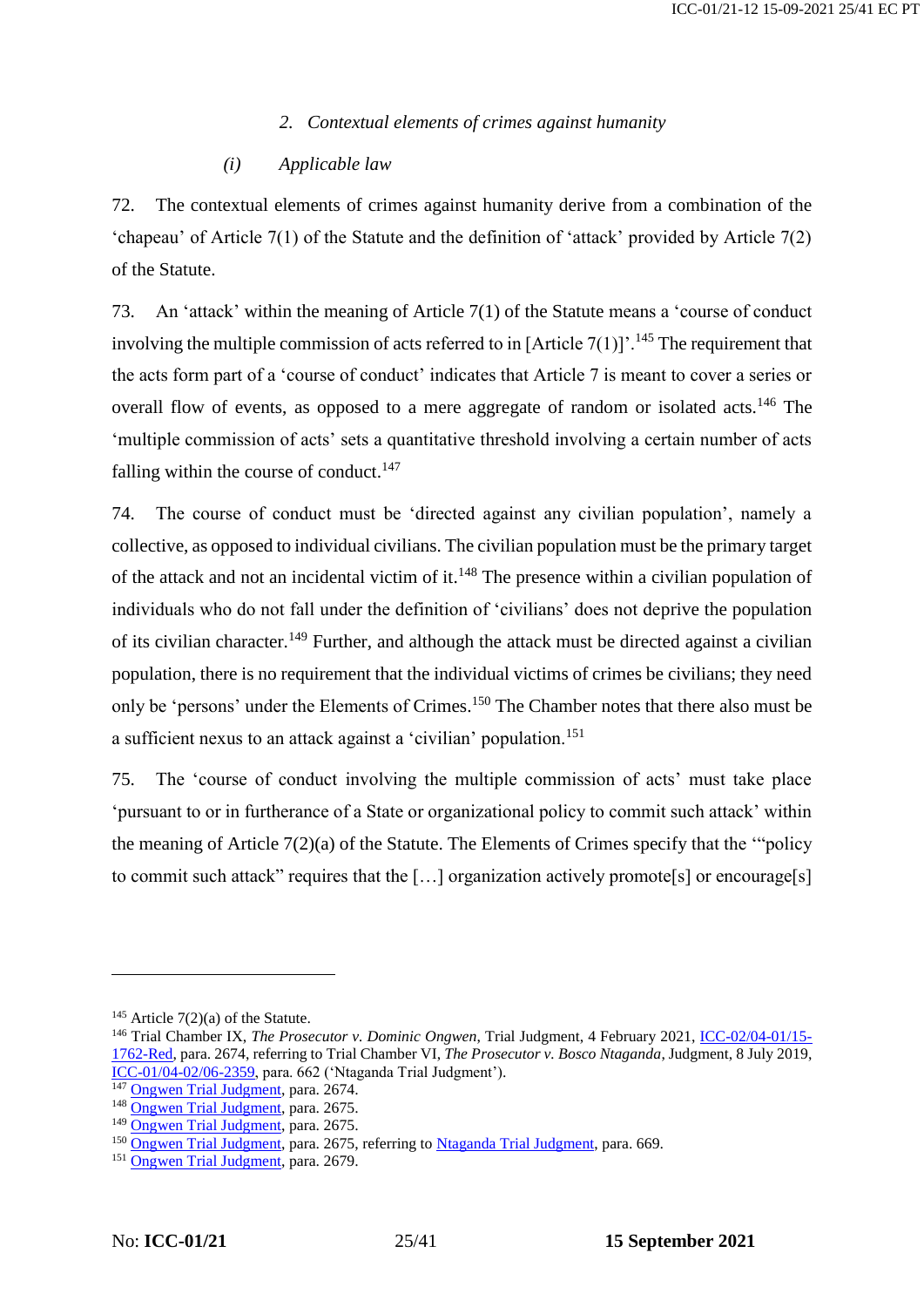### 2. *Contextual elements of crimes against humanity*

#### (i) *Applicable law*

72. The contextual elements of crimes against humanity derive from a combination of the 'chapeau' of Article 7(1) of the Statute and the definition of 'attack' provided by Article 7(2) of the Statute.

73. An 'attack' within the meaning of Article 7(1) of the Statute means a 'course of conduct involving the multiple commission of acts referred to in [Article 7(1)]'.[145] The requirement that the acts form part of a 'course of conduct' indicates that Article 7 is meant to cover a series or overall flow of events, as opposed to a mere aggregate of random or isolated acts.[146] The 'multiple commission of acts' sets a quantitative threshold involving a certain number of acts falling within the course of conduct.[147]

74. The course of conduct must be 'directed against any civilian population', namely a collective, as opposed to individual civilians. The civilian population must be the primary target of the attack and not an incidental victim of it.[148] The presence within a civilian population of individuals who do not fall under the definition of 'civilians' does not deprive the population of its civilian character.[149] Further, and although the attack must be directed against a civilian population, there is no requirement that the individual victims of crimes be civilians; they need only be 'persons' under the Elements of Crimes.[150] The Chamber notes that there also must be a sufficient nexus to an attack against a 'civilian' population.[151]

75. The 'course of conduct involving the multiple commission of acts' must take place 'pursuant to or in furtherance of a State or organizational policy to commit such attack' within the meaning of Article 7(2)(a) of the Statute. The Elements of Crimes specify that the '"policy to commit such attack" requires that the […] organization actively promote[s] or encourage[s]

---

[145] Article 7(2)(a) of the Statute.

[146] Trial Chamber IX, *The Prosecutor v. Dominic Ongwen*, Trial Judgment, 4 February 2021, ICC-02/04-01/15-1762-Red, para. 2674, referring to Trial Chamber VI, *The Prosecutor v. Bosco Ntaganda*, Judgment, 8 July 2019, ICC-01/04-02/06-2359, para. 662 ('Ntaganda Trial Judgment').

[147] Ongwen Trial Judgment, para. 2674.

[148] Ongwen Trial Judgment, para. 2675.

[149] Ongwen Trial Judgment, para. 2675.

[150] Ongwen Trial Judgment, para. 2675, referring to Ntaganda Trial Judgment, para. 669.

[151] Ongwen Trial Judgment, para. 2679.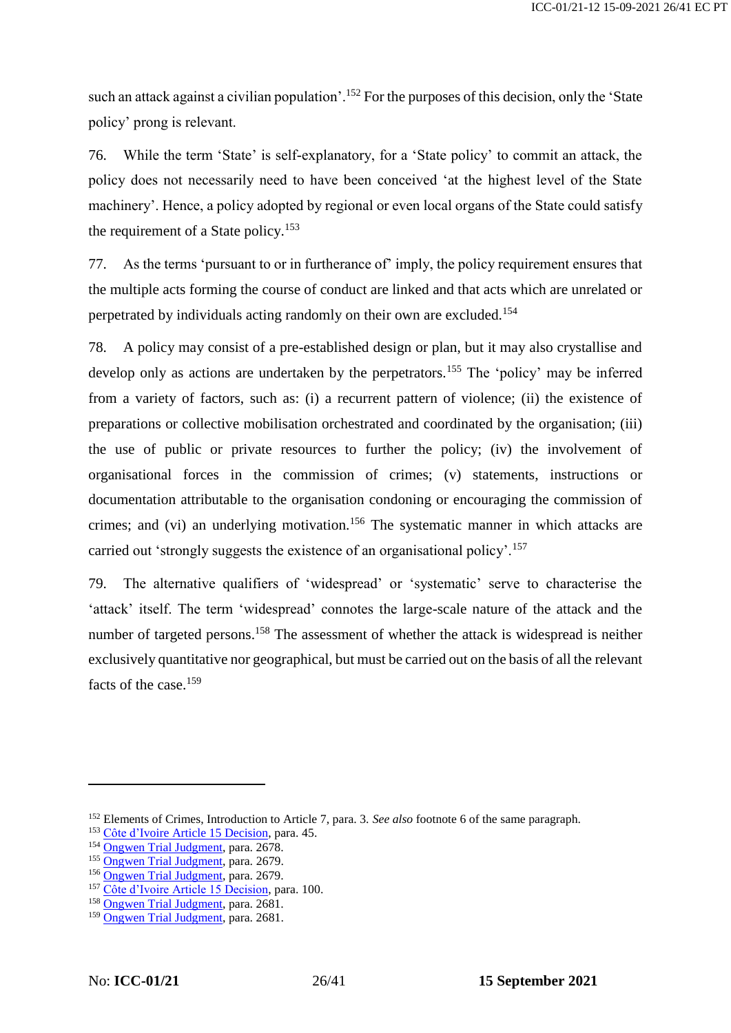such an attack against a civilian population'.[152] For the purposes of this decision, only the 'State policy' prong is relevant.

76. While the term 'State' is self-explanatory, for a 'State policy' to commit an attack, the policy does not necessarily need to have been conceived 'at the highest level of the State machinery'. Hence, a policy adopted by regional or even local organs of the State could satisfy the requirement of a State policy.[153]

77. As the terms 'pursuant to or in furtherance of' imply, the policy requirement ensures that the multiple acts forming the course of conduct are linked and that acts which are unrelated or perpetrated by individuals acting randomly on their own are excluded.[154]

78. A policy may consist of a pre-established design or plan, but it may also crystallise and develop only as actions are undertaken by the perpetrators.[155] The 'policy' may be inferred from a variety of factors, such as: (i) a recurrent pattern of violence; (ii) the existence of preparations or collective mobilisation orchestrated and coordinated by the organisation; (iii) the use of public or private resources to further the policy; (iv) the involvement of organisational forces in the commission of crimes; (v) statements, instructions or documentation attributable to the organisation condoning or encouraging the commission of crimes; and (vi) an underlying motivation.[156] The systematic manner in which attacks are carried out 'strongly suggests the existence of an organisational policy'.[157]

79. The alternative qualifiers of 'widespread' or 'systematic' serve to characterise the 'attack' itself. The term 'widespread' connotes the large-scale nature of the attack and the number of targeted persons.[158] The assessment of whether the attack is widespread is neither exclusively quantitative nor geographical, but must be carried out on the basis of all the relevant facts of the case.[159]

---

[152] Elements of Crimes, Introduction to Article 7, para. 3. *See also* footnote 6 of the same paragraph.
[153] Côte d'Ivoire Article 15 Decision, para. 45.
[154] Ongwen Trial Judgment, para. 2678.
[155] Ongwen Trial Judgment, para. 2679.
[156] Ongwen Trial Judgment, para. 2679.
[157] Côte d'Ivoire Article 15 Decision, para. 100.
[158] Ongwen Trial Judgment, para. 2681.
[159] Ongwen Trial Judgment, para. 2681.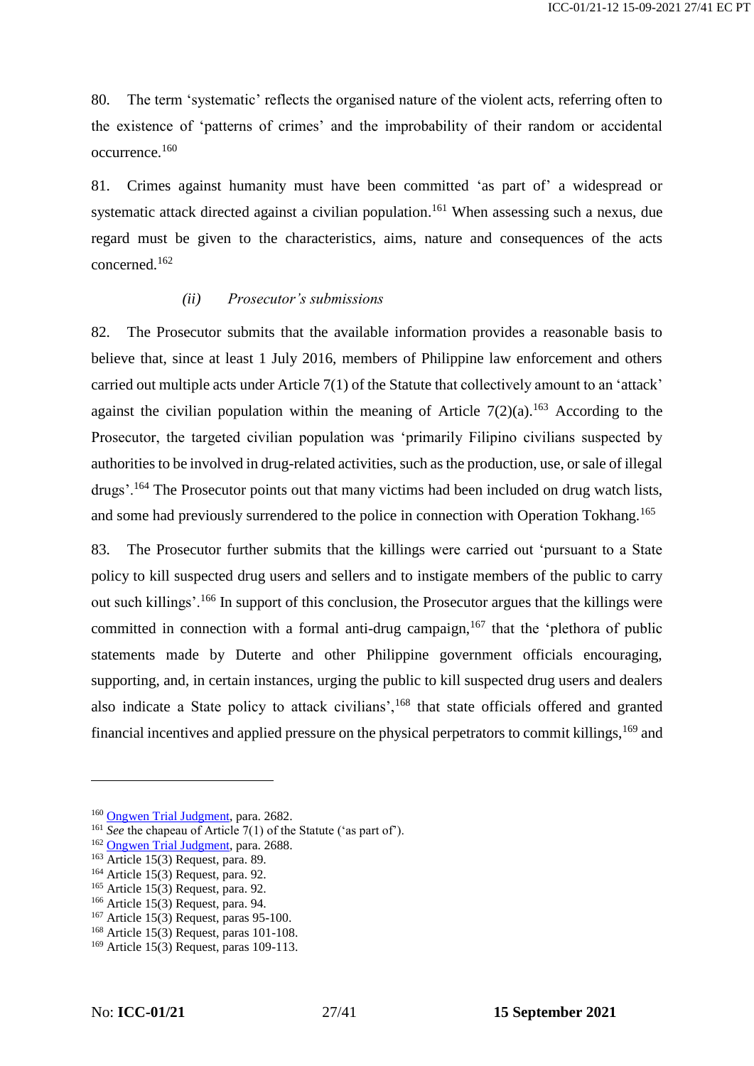80. The term 'systematic' reflects the organised nature of the violent acts, referring often to the existence of 'patterns of crimes' and the improbability of their random or accidental occurrence.[160]

81. Crimes against humanity must have been committed 'as part of' a widespread or systematic attack directed against a civilian population.[161] When assessing such a nexus, due regard must be given to the characteristics, aims, nature and consequences of the acts concerned.[162]

*(ii) Prosecutor's submissions*

82. The Prosecutor submits that the available information provides a reasonable basis to believe that, since at least 1 July 2016, members of Philippine law enforcement and others carried out multiple acts under Article 7(1) of the Statute that collectively amount to an 'attack' against the civilian population within the meaning of Article 7(2)(a).[163] According to the Prosecutor, the targeted civilian population was 'primarily Filipino civilians suspected by authorities to be involved in drug-related activities, such as the production, use, or sale of illegal drugs'.[164] The Prosecutor points out that many victims had been included on drug watch lists, and some had previously surrendered to the police in connection with Operation Tokhang.[165]

83. The Prosecutor further submits that the killings were carried out 'pursuant to a State policy to kill suspected drug users and sellers and to instigate members of the public to carry out such killings'.[166] In support of this conclusion, the Prosecutor argues that the killings were committed in connection with a formal anti-drug campaign,[167] that the 'plethora of public statements made by Duterte and other Philippine government officials encouraging, supporting, and, in certain instances, urging the public to kill suspected drug users and dealers also indicate a State policy to attack civilians',[168] that state officials offered and granted financial incentives and applied pressure on the physical perpetrators to commit killings,[169] and

---

[160] Ongwen Trial Judgment, para. 2682.
[161] *See* the chapeau of Article 7(1) of the Statute ('as part of').
[162] Ongwen Trial Judgment, para. 2688.
[163] Article 15(3) Request, para. 89.
[164] Article 15(3) Request, para. 92.
[165] Article 15(3) Request, para. 92.
[166] Article 15(3) Request, para. 94.
[167] Article 15(3) Request, paras 95-100.
[168] Article 15(3) Request, paras 101-108.
[169] Article 15(3) Request, paras 109-113.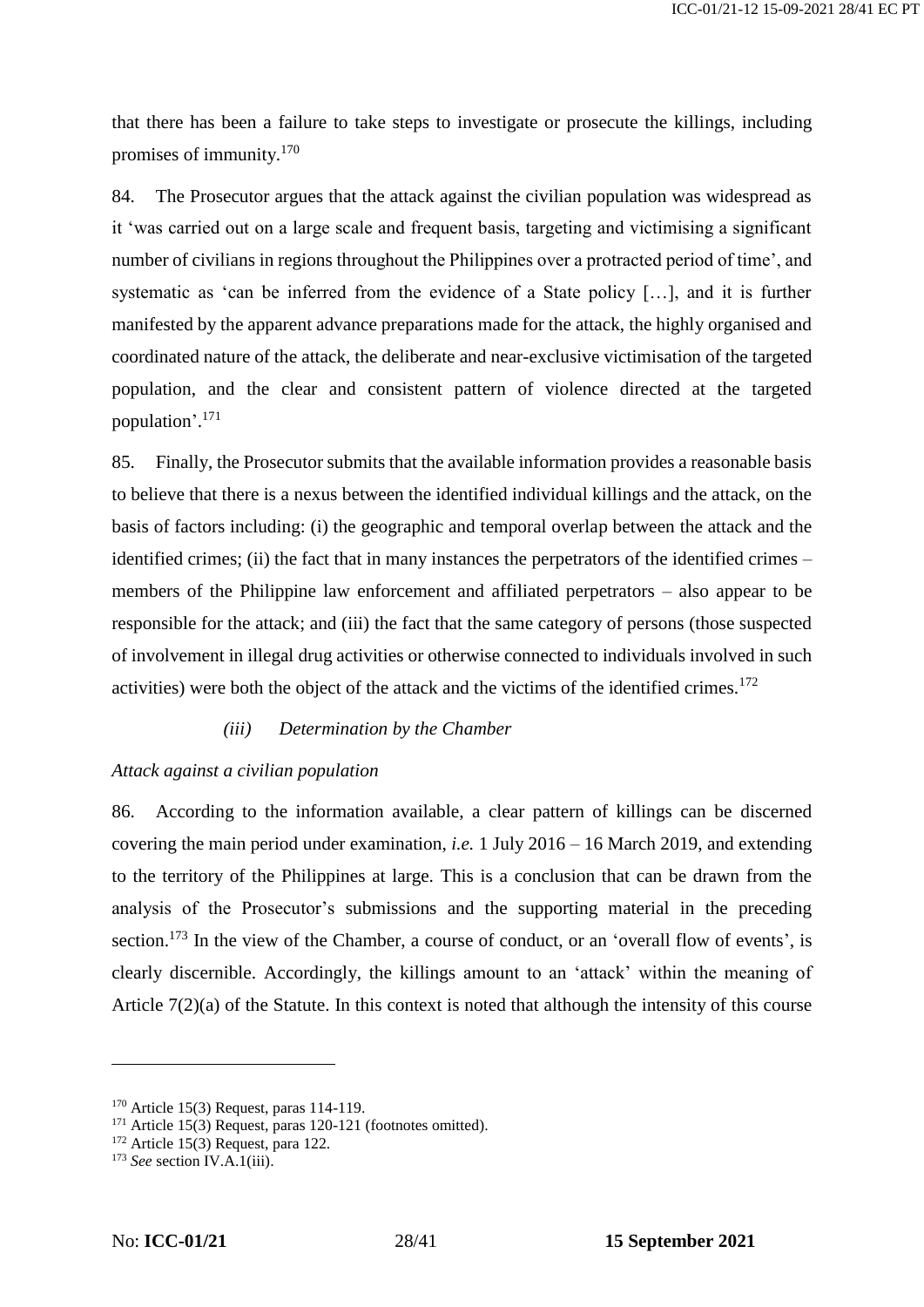that there has been a failure to take steps to investigate or prosecute the killings, including promises of immunity.[170]

84. The Prosecutor argues that the attack against the civilian population was widespread as it 'was carried out on a large scale and frequent basis, targeting and victimising a significant number of civilians in regions throughout the Philippines over a protracted period of time', and systematic as 'can be inferred from the evidence of a State policy […], and it is further manifested by the apparent advance preparations made for the attack, the highly organised and coordinated nature of the attack, the deliberate and near-exclusive victimisation of the targeted population, and the clear and consistent pattern of violence directed at the targeted population'.[171]

85. Finally, the Prosecutor submits that the available information provides a reasonable basis to believe that there is a nexus between the identified individual killings and the attack, on the basis of factors including: (i) the geographic and temporal overlap between the attack and the identified crimes; (ii) the fact that in many instances the perpetrators of the identified crimes – members of the Philippine law enforcement and affiliated perpetrators – also appear to be responsible for the attack; and (iii) the fact that the same category of persons (those suspected of involvement in illegal drug activities or otherwise connected to individuals involved in such activities) were both the object of the attack and the victims of the identified crimes.[172]

*(iii) Determination by the Chamber*

*Attack against a civilian population*

86. According to the information available, a clear pattern of killings can be discerned covering the main period under examination, *i.e.* 1 July 2016 – 16 March 2019, and extending to the territory of the Philippines at large. This is a conclusion that can be drawn from the analysis of the Prosecutor's submissions and the supporting material in the preceding section.[173] In the view of the Chamber, a course of conduct, or an 'overall flow of events', is clearly discernible. Accordingly, the killings amount to an 'attack' within the meaning of Article 7(2)(a) of the Statute. In this context is noted that although the intensity of this course

---

[170] Article 15(3) Request, paras 114-119.
[171] Article 15(3) Request, paras 120-121 (footnotes omitted).
[172] Article 15(3) Request, para 122.
[173] *See* section IV.A.1(iii).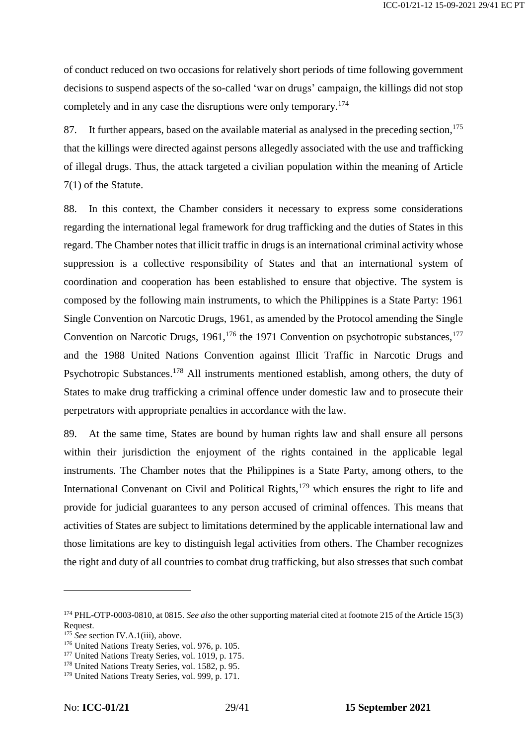of conduct reduced on two occasions for relatively short periods of time following government decisions to suspend aspects of the so-called 'war on drugs' campaign, the killings did not stop completely and in any case the disruptions were only temporary.[174]

87. It further appears, based on the available material as analysed in the preceding section,[175] that the killings were directed against persons allegedly associated with the use and trafficking of illegal drugs. Thus, the attack targeted a civilian population within the meaning of Article 7(1) of the Statute.

88. In this context, the Chamber considers it necessary to express some considerations regarding the international legal framework for drug trafficking and the duties of States in this regard. The Chamber notes that illicit traffic in drugs is an international criminal activity whose suppression is a collective responsibility of States and that an international system of coordination and cooperation has been established to ensure that objective. The system is composed by the following main instruments, to which the Philippines is a State Party: 1961 Single Convention on Narcotic Drugs, 1961, as amended by the Protocol amending the Single Convention on Narcotic Drugs, 1961,[176] the 1971 Convention on psychotropic substances,[177] and the 1988 United Nations Convention against Illicit Traffic in Narcotic Drugs and Psychotropic Substances.[178] All instruments mentioned establish, among others, the duty of States to make drug trafficking a criminal offence under domestic law and to prosecute their perpetrators with appropriate penalties in accordance with the law.

89. At the same time, States are bound by human rights law and shall ensure all persons within their jurisdiction the enjoyment of the rights contained in the applicable legal instruments. The Chamber notes that the Philippines is a State Party, among others, to the International Convenant on Civil and Political Rights,[179] which ensures the right to life and provide for judicial guarantees to any person accused of criminal offences. This means that activities of States are subject to limitations determined by the applicable international law and those limitations are key to distinguish legal activities from others. The Chamber recognizes the right and duty of all countries to combat drug trafficking, but also stresses that such combat

---

[174] PHL-OTP-0003-0810, at 0815. *See also* the other supporting material cited at footnote 215 of the Article 15(3) Request.

[175] *See* section IV.A.1(iii), above.

[176] United Nations Treaty Series, vol. 976, p. 105.

[177] United Nations Treaty Series, vol. 1019, p. 175.

[178] United Nations Treaty Series, vol. 1582, p. 95.

[179] United Nations Treaty Series, vol. 999, p. 171.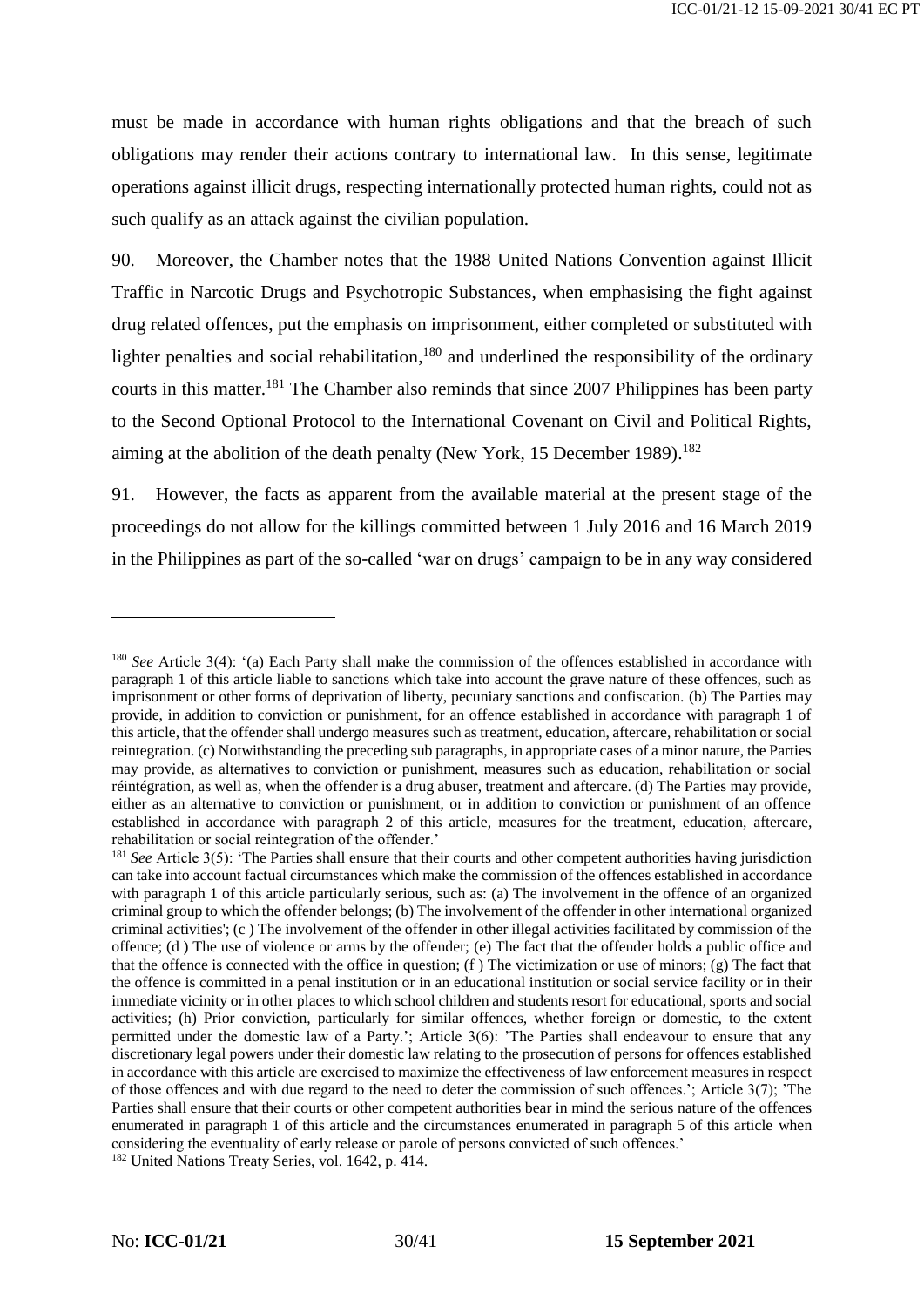must be made in accordance with human rights obligations and that the breach of such obligations may render their actions contrary to international law. In this sense, legitimate operations against illicit drugs, respecting internationally protected human rights, could not as such qualify as an attack against the civilian population.

90. Moreover, the Chamber notes that the 1988 United Nations Convention against Illicit Traffic in Narcotic Drugs and Psychotropic Substances, when emphasising the fight against drug related offences, put the emphasis on imprisonment, either completed or substituted with lighter penalties and social rehabilitation,[180] and underlined the responsibility of the ordinary courts in this matter.[181] The Chamber also reminds that since 2007 Philippines has been party to the Second Optional Protocol to the International Covenant on Civil and Political Rights, aiming at the abolition of the death penalty (New York, 15 December 1989).[182]

91. However, the facts as apparent from the available material at the present stage of the proceedings do not allow for the killings committed between 1 July 2016 and 16 March 2019 in the Philippines as part of the so-called 'war on drugs' campaign to be in any way considered

---

[180] *See* Article 3(4): '(a) Each Party shall make the commission of the offences established in accordance with paragraph 1 of this article liable to sanctions which take into account the grave nature of these offences, such as imprisonment or other forms of deprivation of liberty, pecuniary sanctions and confiscation. (b) The Parties may provide, in addition to conviction or punishment, for an offence established in accordance with paragraph 1 of this article, that the offender shall undergo measures such as treatment, education, aftercare, rehabilitation or social reintegration. (c) Notwithstanding the preceding sub paragraphs, in appropriate cases of a minor nature, the Parties may provide, as alternatives to conviction or punishment, measures such as education, rehabilitation or social réintégration, as well as, when the offender is a drug abuser, treatment and aftercare. (d) The Parties may provide, either as an alternative to conviction or punishment, or in addition to conviction or punishment of an offence established in accordance with paragraph 2 of this article, measures for the treatment, education, aftercare, rehabilitation or social reintegration of the offender.'

[181] *See* Article 3(5): 'The Parties shall ensure that their courts and other competent authorities having jurisdiction can take into account factual circumstances which make the commission of the offences established in accordance with paragraph 1 of this article particularly serious, such as: (a) The involvement in the offence of an organized criminal group to which the offender belongs; (b) The involvement of the offender in other international organized criminal activities'; (c ) The involvement of the offender in other illegal activities facilitated by commission of the offence; (d ) The use of violence or arms by the offender; (e) The fact that the offender holds a public office and that the offence is connected with the office in question; (f ) The victimization or use of minors; (g) The fact that the offence is committed in a penal institution or in an educational institution or social service facility or in their immediate vicinity or in other places to which school children and students resort for educational, sports and social activities; (h) Prior conviction, particularly for similar offences, whether foreign or domestic, to the extent permitted under the domestic law of a Party.'; Article 3(6): 'The Parties shall endeavour to ensure that any discretionary legal powers under their domestic law relating to the prosecution of persons for offences established in accordance with this article are exercised to maximize the effectiveness of law enforcement measures in respect of those offences and with due regard to the need to deter the commission of such offences.'; Article 3(7); 'The Parties shall ensure that their courts or other competent authorities bear in mind the serious nature of the offences enumerated in paragraph 1 of this article and the circumstances enumerated in paragraph 5 of this article when considering the eventuality of early release or parole of persons convicted of such offences.'

[182] United Nations Treaty Series, vol. 1642, p. 414.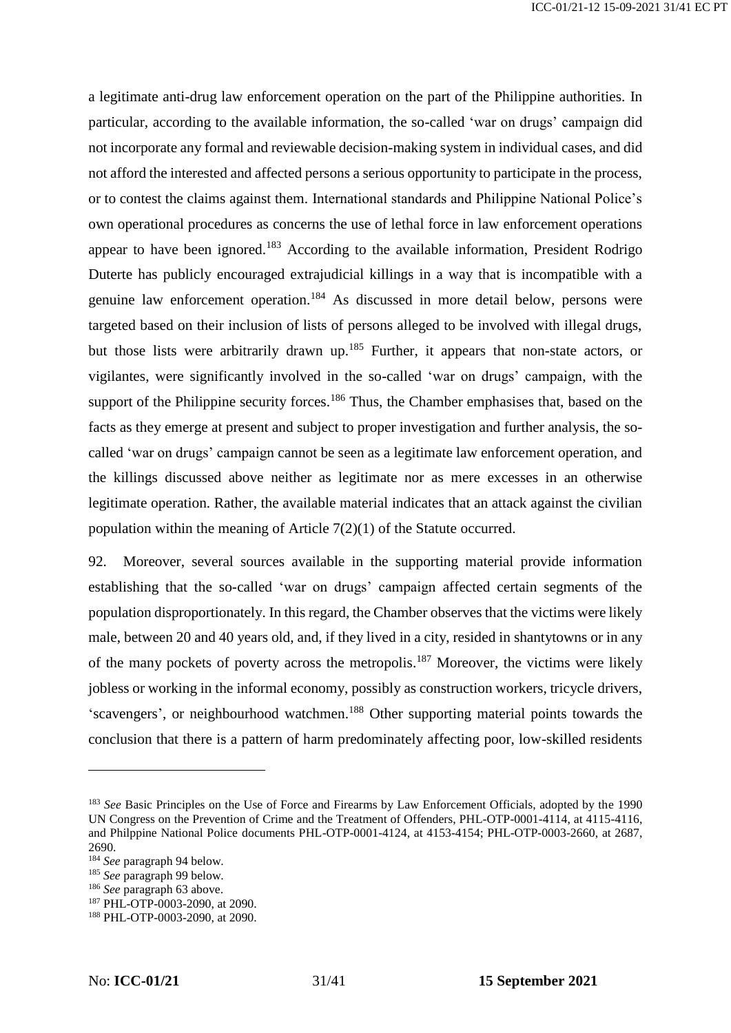a legitimate anti-drug law enforcement operation on the part of the Philippine authorities. In particular, according to the available information, the so-called 'war on drugs' campaign did not incorporate any formal and reviewable decision-making system in individual cases, and did not afford the interested and affected persons a serious opportunity to participate in the process, or to contest the claims against them. International standards and Philippine National Police's own operational procedures as concerns the use of lethal force in law enforcement operations appear to have been ignored.[183] According to the available information, President Rodrigo Duterte has publicly encouraged extrajudicial killings in a way that is incompatible with a genuine law enforcement operation.[184] As discussed in more detail below, persons were targeted based on their inclusion of lists of persons alleged to be involved with illegal drugs, but those lists were arbitrarily drawn up.[185] Further, it appears that non-state actors, or vigilantes, were significantly involved in the so-called 'war on drugs' campaign, with the support of the Philippine security forces.[186] Thus, the Chamber emphasises that, based on the facts as they emerge at present and subject to proper investigation and further analysis, the so-called 'war on drugs' campaign cannot be seen as a legitimate law enforcement operation, and the killings discussed above neither as legitimate nor as mere excesses in an otherwise legitimate operation. Rather, the available material indicates that an attack against the civilian population within the meaning of Article 7(2)(1) of the Statute occurred.

92. Moreover, several sources available in the supporting material provide information establishing that the so-called 'war on drugs' campaign affected certain segments of the population disproportionately. In this regard, the Chamber observes that the victims were likely male, between 20 and 40 years old, and, if they lived in a city, resided in shantytowns or in any of the many pockets of poverty across the metropolis.[187] Moreover, the victims were likely jobless or working in the informal economy, possibly as construction workers, tricycle drivers, 'scavengers', or neighbourhood watchmen.[188] Other supporting material points towards the conclusion that there is a pattern of harm predominately affecting poor, low-skilled residents

---

[183] *See* Basic Principles on the Use of Force and Firearms by Law Enforcement Officials, adopted by the 1990 UN Congress on the Prevention of Crime and the Treatment of Offenders, PHL-OTP-0001-4114, at 4115-4116, and Philpppine National Police documents PHL-OTP-0001-4124, at 4153-4154; PHL-OTP-0003-2660, at 2687, 2690.

[184] *See* paragraph 94 below.

[185] *See* paragraph 99 below.

[186] *See* paragraph 63 above.

[187] PHL-OTP-0003-2090, at 2090.

[188] PHL-OTP-0003-2090, at 2090.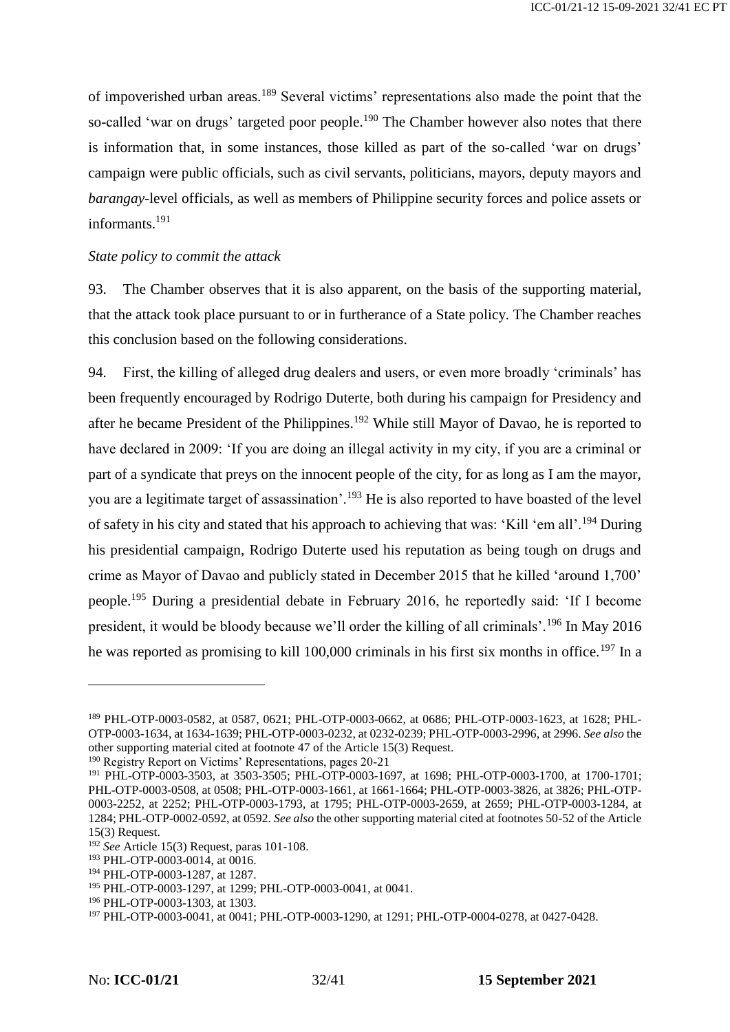of impoverished urban areas.[189] Several victims' representations also made the point that the so-called 'war on drugs' targeted poor people.[190] The Chamber however also notes that there is information that, in some instances, those killed as part of the so-called 'war on drugs' campaign were public officials, such as civil servants, politicians, mayors, deputy mayors and *barangay*-level officials, as well as members of Philippine security forces and police assets or informants.[191]

*State policy to commit the attack*

93. The Chamber observes that it is also apparent, on the basis of the supporting material, that the attack took place pursuant to or in furtherance of a State policy. The Chamber reaches this conclusion based on the following considerations.

94. First, the killing of alleged drug dealers and users, or even more broadly 'criminals' has been frequently encouraged by Rodrigo Duterte, both during his campaign for Presidency and after he became President of the Philippines.[192] While still Mayor of Davao, he is reported to have declared in 2009: 'If you are doing an illegal activity in my city, if you are a criminal or part of a syndicate that preys on the innocent people of the city, for as long as I am the mayor, you are a legitimate target of assassination'.[193] He is also reported to have boasted of the level of safety in his city and stated that his approach to achieving that was: 'Kill 'em all'.[194] During his presidential campaign, Rodrigo Duterte used his reputation as being tough on drugs and crime as Mayor of Davao and publicly stated in December 2015 that he killed 'around 1,700' people.[195] During a presidential debate in February 2016, he reportedly said: 'If I become president, it would be bloody because we'll order the killing of all criminals'.[196] In May 2016 he was reported as promising to kill 100,000 criminals in his first six months in office.[197] In a

---

[189] PHL-OTP-0003-0582, at 0587, 0621; PHL-OTP-0003-0662, at 0686; PHL-OTP-0003-1623, at 1628; PHL-OTP-0003-1634, at 1634-1639; PHL-OTP-0003-0232, at 0232-0239; PHL-OTP-0003-2996, at 2996. *See also* the other supporting material cited at footnote 47 of the Article 15(3) Request.

[190] Registry Report on Victims' Representations, pages 20-21

[191] PHL-OTP-0003-3503, at 3503-3505; PHL-OTP-0003-1697, at 1698; PHL-OTP-0003-1700, at 1700-1701; PHL-OTP-0003-0508, at 0508; PHL-OTP-0003-1661, at 1661-1664; PHL-OTP-0003-3826, at 3826; PHL-OTP-0003-2252, at 2252; PHL-OTP-0003-1793, at 1795; PHL-OTP-0003-2659, at 2659; PHL-OTP-0003-1284, at 1284; PHL-OTP-0002-0592, at 0592. *See also* the other supporting material cited at footnotes 50-52 of the Article 15(3) Request.

[192] *See* Article 15(3) Request, paras 101-108.

[193] PHL-OTP-0003-0014, at 0016.

[194] PHL-OTP-0003-1287, at 1287.

[195] PHL-OTP-0003-1297, at 1299; PHL-OTP-0003-0041, at 0041.

[196] PHL-OTP-0003-1303, at 1303.

[197] PHL-OTP-0003-0041, at 0041; PHL-OTP-0003-1290, at 1291; PHL-OTP-0004-0278, at 0427-0428.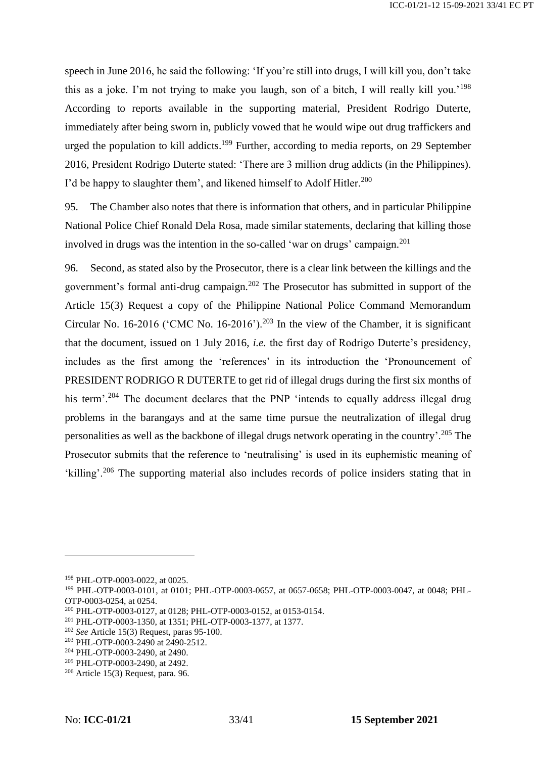speech in June 2016, he said the following: 'If you're still into drugs, I will kill you, don't take this as a joke. I'm not trying to make you laugh, son of a bitch, I will really kill you.'[198] According to reports available in the supporting material, President Rodrigo Duterte, immediately after being sworn in, publicly vowed that he would wipe out drug traffickers and urged the population to kill addicts.[199] Further, according to media reports, on 29 September 2016, President Rodrigo Duterte stated: 'There are 3 million drug addicts (in the Philippines). I'd be happy to slaughter them', and likened himself to Adolf Hitler.[200]

95. The Chamber also notes that there is information that others, and in particular Philippine National Police Chief Ronald Dela Rosa, made similar statements, declaring that killing those involved in drugs was the intention in the so-called 'war on drugs' campaign.[201]

96. Second, as stated also by the Prosecutor, there is a clear link between the killings and the government's formal anti-drug campaign.[202] The Prosecutor has submitted in support of the Article 15(3) Request a copy of the Philippine National Police Command Memorandum Circular No. 16-2016 ('CMC No. 16-2016').[203] In the view of the Chamber, it is significant that the document, issued on 1 July 2016, *i.e.* the first day of Rodrigo Duterte's presidency, includes as the first among the 'references' in its introduction the 'Pronouncement of PRESIDENT RODRIGO R DUTERTE to get rid of illegal drugs during the first six months of his term'.[204] The document declares that the PNP 'intends to equally address illegal drug problems in the barangays and at the same time pursue the neutralization of illegal drug personalities as well as the backbone of illegal drugs network operating in the country'.[205] The Prosecutor submits that the reference to 'neutralising' is used in its euphemistic meaning of 'killing'.[206] The supporting material also includes records of police insiders stating that in

---

[198] PHL-OTP-0003-0022, at 0025.

[199] PHL-OTP-0003-0101, at 0101; PHL-OTP-0003-0657, at 0657-0658; PHL-OTP-0003-0047, at 0048; PHL-OTP-0003-0254, at 0254.

[200] PHL-OTP-0003-0127, at 0128; PHL-OTP-0003-0152, at 0153-0154.

[201] PHL-OTP-0003-1350, at 1351; PHL-OTP-0003-1377, at 1377.

[202] *See* Article 15(3) Request, paras 95-100.

[203] PHL-OTP-0003-2490 at 2490-2512.

[204] PHL-OTP-0003-2490, at 2490.

[205] PHL-OTP-0003-2490, at 2492.

[206] Article 15(3) Request, para. 96.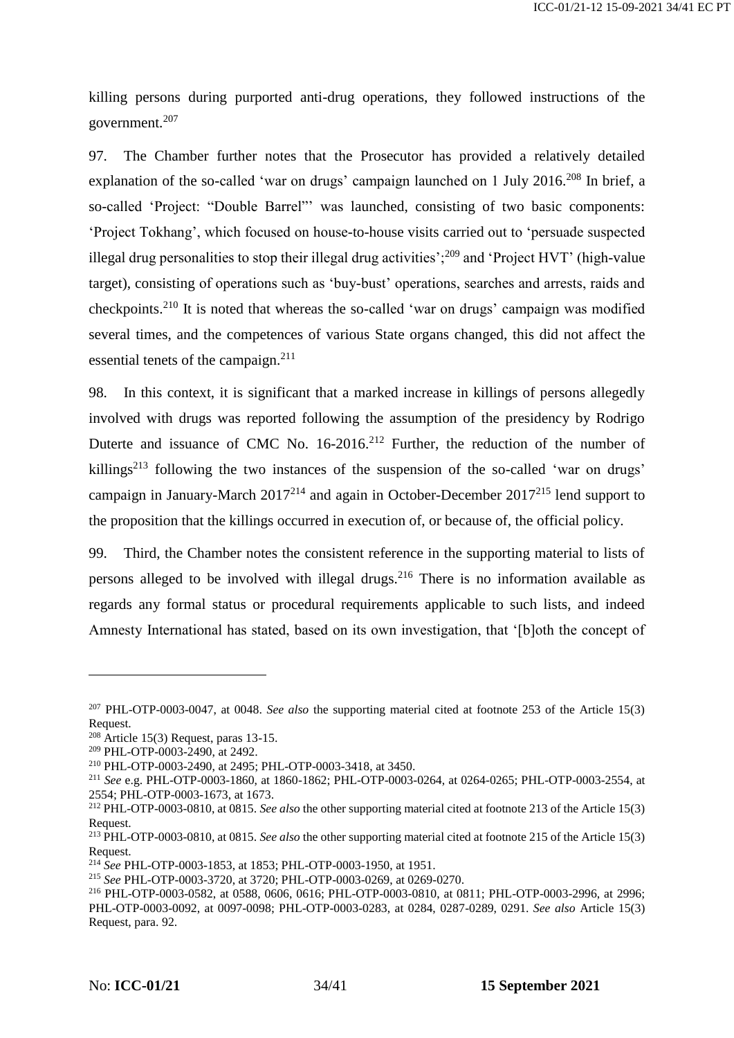killing persons during purported anti-drug operations, they followed instructions of the government.[207]

97. The Chamber further notes that the Prosecutor has provided a relatively detailed explanation of the so-called 'war on drugs' campaign launched on 1 July 2016.[208] In brief, a so-called 'Project: "Double Barrel"' was launched, consisting of two basic components: 'Project Tokhang', which focused on house-to-house visits carried out to 'persuade suspected illegal drug personalities to stop their illegal drug activities';[209] and 'Project HVT' (high-value target), consisting of operations such as 'buy-bust' operations, searches and arrests, raids and checkpoints.[210] It is noted that whereas the so-called 'war on drugs' campaign was modified several times, and the competences of various State organs changed, this did not affect the essential tenets of the campaign.[211]

98. In this context, it is significant that a marked increase in killings of persons allegedly involved with drugs was reported following the assumption of the presidency by Rodrigo Duterte and issuance of CMC No. 16-2016.[212] Further, the reduction of the number of killings[213] following the two instances of the suspension of the so-called 'war on drugs' campaign in January-March 2017[214] and again in October-December 2017[215] lend support to the proposition that the killings occurred in execution of, or because of, the official policy.

99. Third, the Chamber notes the consistent reference in the supporting material to lists of persons alleged to be involved with illegal drugs.[216] There is no information available as regards any formal status or procedural requirements applicable to such lists, and indeed Amnesty International has stated, based on its own investigation, that '[b]oth the concept of

---

[207] PHL-OTP-0003-0047, at 0048. *See also* the supporting material cited at footnote 253 of the Article 15(3) Request.

[208] Article 15(3) Request, paras 13-15.

[209] PHL-OTP-0003-2490, at 2492.

[210] PHL-OTP-0003-2490, at 2495; PHL-OTP-0003-3418, at 3450.

[211] *See* e.g. PHL-OTP-0003-1860, at 1860-1862; PHL-OTP-0003-0264, at 0264-0265; PHL-OTP-0003-2554, at 2554; PHL-OTP-0003-1673, at 1673.

[212] PHL-OTP-0003-0810, at 0815. *See also* the other supporting material cited at footnote 213 of the Article 15(3) Request.

[213] PHL-OTP-0003-0810, at 0815. *See also* the other supporting material cited at footnote 215 of the Article 15(3) Request.

[214] *See* PHL-OTP-0003-1853, at 1853; PHL-OTP-0003-1950, at 1951.

[215] *See* PHL-OTP-0003-3720, at 3720; PHL-OTP-0003-0269, at 0269-0270.

[216] PHL-OTP-0003-0582, at 0588, 0606, 0616; PHL-OTP-0003-0810, at 0811; PHL-OTP-0003-2996, at 2996; PHL-OTP-0003-0092, at 0097-0098; PHL-OTP-0003-0283, at 0284, 0287-0289, 0291. *See also* Article 15(3) Request, para. 92.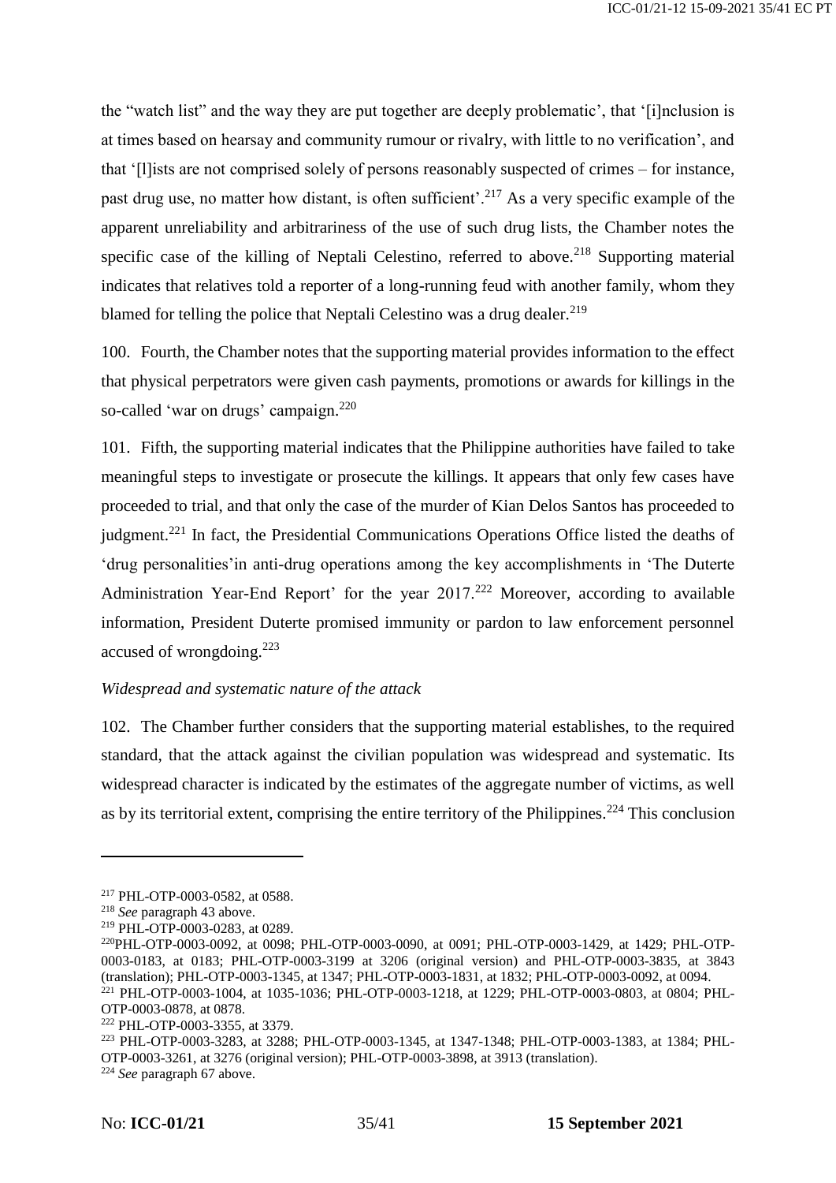the "watch list" and the way they are put together are deeply problematic', that '[i]nclusion is at times based on hearsay and community rumour or rivalry, with little to no verification', and that '[l]ists are not comprised solely of persons reasonably suspected of crimes – for instance, past drug use, no matter how distant, is often sufficient'.[217] As a very specific example of the apparent unreliability and arbitrariness of the use of such drug lists, the Chamber notes the specific case of the killing of Neptali Celestino, referred to above.[218] Supporting material indicates that relatives told a reporter of a long-running feud with another family, whom they blamed for telling the police that Neptali Celestino was a drug dealer.[219]

100. Fourth, the Chamber notes that the supporting material provides information to the effect that physical perpetrators were given cash payments, promotions or awards for killings in the so-called 'war on drugs' campaign.[220]

101. Fifth, the supporting material indicates that the Philippine authorities have failed to take meaningful steps to investigate or prosecute the killings. It appears that only few cases have proceeded to trial, and that only the case of the murder of Kian Delos Santos has proceeded to judgment.[221] In fact, the Presidential Communications Operations Office listed the deaths of 'drug personalities'in anti-drug operations among the key accomplishments in 'The Duterte Administration Year-End Report' for the year 2017.[222] Moreover, according to available information, President Duterte promised immunity or pardon to law enforcement personnel accused of wrongdoing.[223]

*Widespread and systematic nature of the attack*

102. The Chamber further considers that the supporting material establishes, to the required standard, that the attack against the civilian population was widespread and systematic. Its widespread character is indicated by the estimates of the aggregate number of victims, as well as by its territorial extent, comprising the entire territory of the Philippines.[224] This conclusion

---

[217] PHL-OTP-0003-0582, at 0588.

[218] *See* paragraph 43 above.

[219] PHL-OTP-0003-0283, at 0289.

[220] PHL-OTP-0003-0092, at 0098; PHL-OTP-0003-0090, at 0091; PHL-OTP-0003-1429, at 1429; PHL-OTP-0003-0183, at 0183; PHL-OTP-0003-3199 at 3206 (original version) and PHL-OTP-0003-3835, at 3843 (translation); PHL-OTP-0003-1345, at 1347; PHL-OTP-0003-1831, at 1832; PHL-OTP-0003-0092, at 0094.

[221] PHL-OTP-0003-1004, at 1035-1036; PHL-OTP-0003-1218, at 1229; PHL-OTP-0003-0803, at 0804; PHL-OTP-0003-0878, at 0878.

[222] PHL-OTP-0003-3355, at 3379.

[223] PHL-OTP-0003-3283, at 3288; PHL-OTP-0003-1345, at 1347-1348; PHL-OTP-0003-1383, at 1384; PHL-OTP-0003-3261, at 3276 (original version); PHL-OTP-0003-3898, at 3913 (translation).

[224] *See* paragraph 67 above.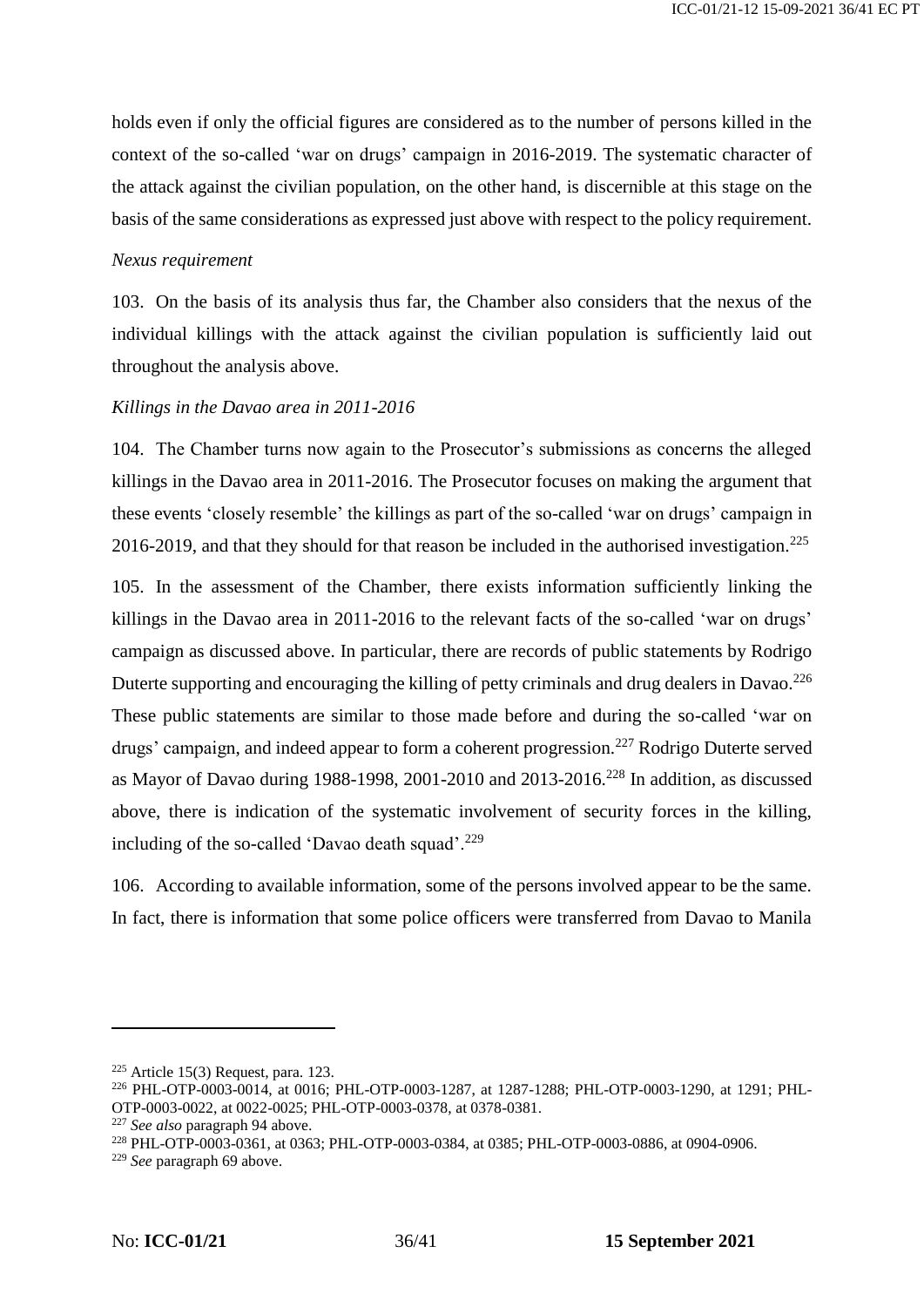holds even if only the official figures are considered as to the number of persons killed in the context of the so-called 'war on drugs' campaign in 2016-2019. The systematic character of the attack against the civilian population, on the other hand, is discernible at this stage on the basis of the same considerations as expressed just above with respect to the policy requirement.

*Nexus requirement*

103. On the basis of its analysis thus far, the Chamber also considers that the nexus of the individual killings with the attack against the civilian population is sufficiently laid out throughout the analysis above.

*Killings in the Davao area in 2011-2016*

104. The Chamber turns now again to the Prosecutor's submissions as concerns the alleged killings in the Davao area in 2011-2016. The Prosecutor focuses on making the argument that these events 'closely resemble' the killings as part of the so-called 'war on drugs' campaign in 2016-2019, and that they should for that reason be included in the authorised investigation.[225]

105. In the assessment of the Chamber, there exists information sufficiently linking the killings in the Davao area in 2011-2016 to the relevant facts of the so-called 'war on drugs' campaign as discussed above. In particular, there are records of public statements by Rodrigo Duterte supporting and encouraging the killing of petty criminals and drug dealers in Davao.[226] These public statements are similar to those made before and during the so-called 'war on drugs' campaign, and indeed appear to form a coherent progression.[227] Rodrigo Duterte served as Mayor of Davao during 1988-1998, 2001-2010 and 2013-2016.[228] In addition, as discussed above, there is indication of the systematic involvement of security forces in the killing, including of the so-called 'Davao death squad'.[229]

106. According to available information, some of the persons involved appear to be the same. In fact, there is information that some police officers were transferred from Davao to Manila

---

[225] Article 15(3) Request, para. 123.

[226] PHL-OTP-0003-0014, at 0016; PHL-OTP-0003-1287, at 1287-1288; PHL-OTP-0003-1290, at 1291; PHL-OTP-0003-0022, at 0022-0025; PHL-OTP-0003-0378, at 0378-0381.

[227] *See also* paragraph 94 above.

[228] PHL-OTP-0003-0361, at 0363; PHL-OTP-0003-0384, at 0385; PHL-OTP-0003-0886, at 0904-0906.

[229] *See* paragraph 69 above.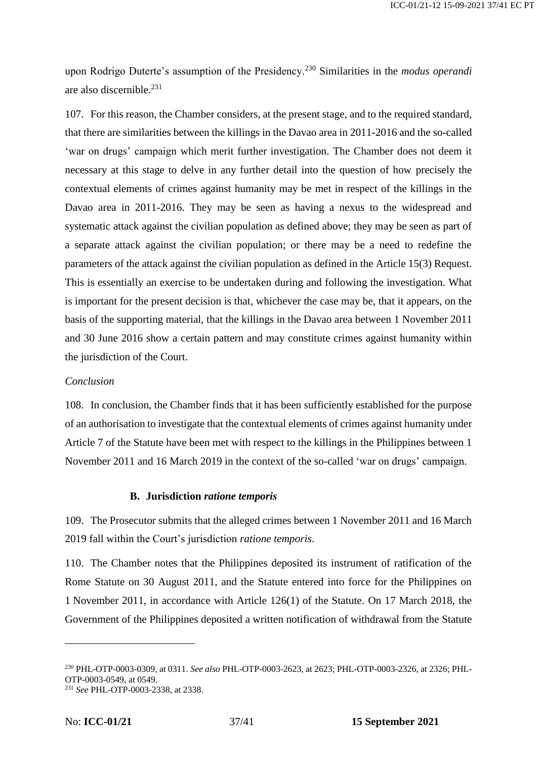upon Rodrigo Duterte's assumption of the Presidency.[230] Similarities in the *modus operandi* are also discernible.[231]

107. For this reason, the Chamber considers, at the present stage, and to the required standard, that there are similarities between the killings in the Davao area in 2011-2016 and the so-called 'war on drugs' campaign which merit further investigation. The Chamber does not deem it necessary at this stage to delve in any further detail into the question of how precisely the contextual elements of crimes against humanity may be met in respect of the killings in the Davao area in 2011-2016. They may be seen as having a nexus to the widespread and systematic attack against the civilian population as defined above; they may be seen as part of a separate attack against the civilian population; or there may be a need to redefine the parameters of the attack against the civilian population as defined in the Article 15(3) Request. This is essentially an exercise to be undertaken during and following the investigation. What is important for the present decision is that, whichever the case may be, that it appears, on the basis of the supporting material, that the killings in the Davao area between 1 November 2011 and 30 June 2016 show a certain pattern and may constitute crimes against humanity within the jurisdiction of the Court.

*Conclusion*

108. In conclusion, the Chamber finds that it has been sufficiently established for the purpose of an authorisation to investigate that the contextual elements of crimes against humanity under Article 7 of the Statute have been met with respect to the killings in the Philippines between 1 November 2011 and 16 March 2019 in the context of the so-called 'war on drugs' campaign.

### B. Jurisdiction *ratione temporis*

109. The Prosecutor submits that the alleged crimes between 1 November 2011 and 16 March 2019 fall within the Court's jurisdiction *ratione temporis*.

110. The Chamber notes that the Philippines deposited its instrument of ratification of the Rome Statute on 30 August 2011, and the Statute entered into force for the Philippines on 1 November 2011, in accordance with Article 126(1) of the Statute. On 17 March 2018, the Government of the Philippines deposited a written notification of withdrawal from the Statute

---

[230] PHL-OTP-0003-0309, at 0311. *See also* PHL-OTP-0003-2623, at 2623; PHL-OTP-0003-2326, at 2326; PHL-OTP-0003-0549, at 0549.

[231] *See* PHL-OTP-0003-2338, at 2338.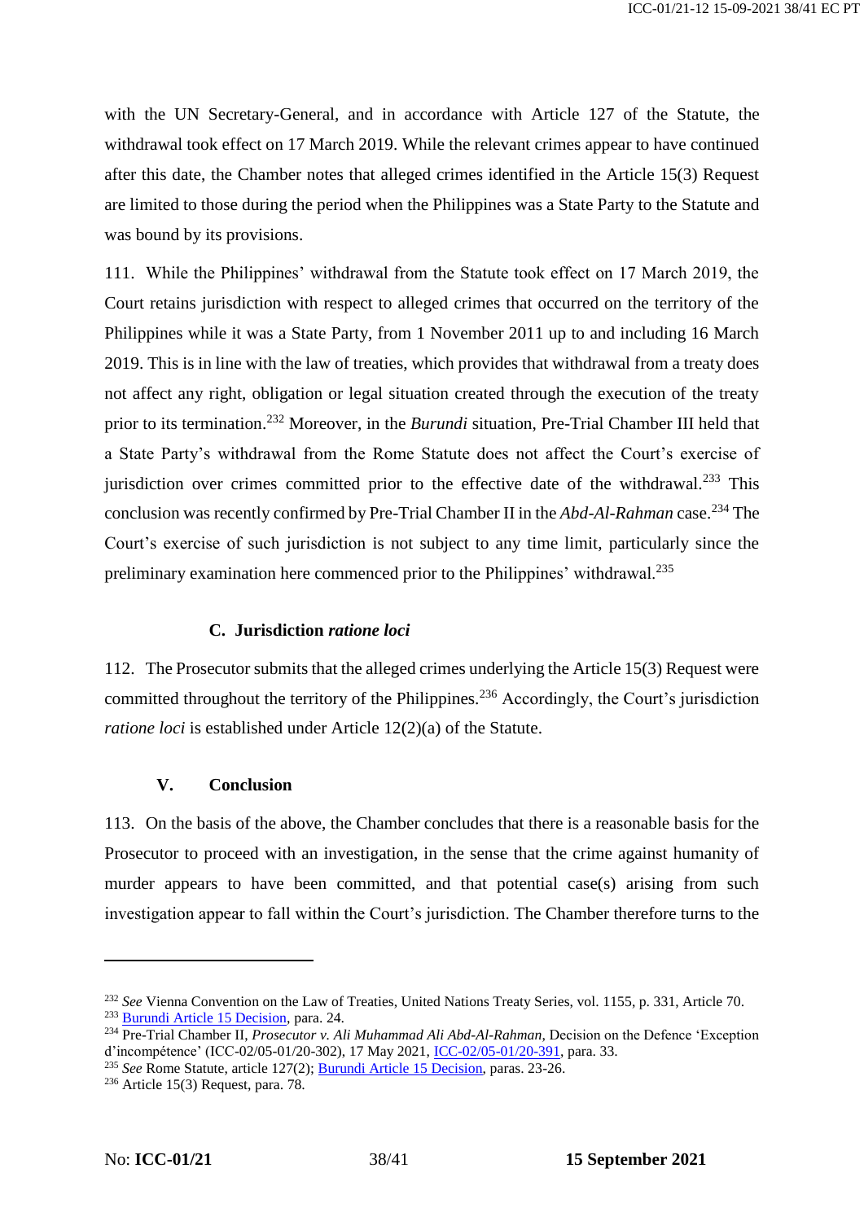with the UN Secretary-General, and in accordance with Article 127 of the Statute, the withdrawal took effect on 17 March 2019. While the relevant crimes appear to have continued after this date, the Chamber notes that alleged crimes identified in the Article 15(3) Request are limited to those during the period when the Philippines was a State Party to the Statute and was bound by its provisions.

111. While the Philippines' withdrawal from the Statute took effect on 17 March 2019, the Court retains jurisdiction with respect to alleged crimes that occurred on the territory of the Philippines while it was a State Party, from 1 November 2011 up to and including 16 March 2019. This is in line with the law of treaties, which provides that withdrawal from a treaty does not affect any right, obligation or legal situation created through the execution of the treaty prior to its termination.[232] Moreover, in the *Burundi* situation, Pre-Trial Chamber III held that a State Party's withdrawal from the Rome Statute does not affect the Court's exercise of jurisdiction over crimes committed prior to the effective date of the withdrawal.[233] This conclusion was recently confirmed by Pre-Trial Chamber II in the *Abd-Al-Rahman* case.[234] The Court's exercise of such jurisdiction is not subject to any time limit, particularly since the preliminary examination here commenced prior to the Philippines' withdrawal.[235]

### C. Jurisdiction *ratione loci*

112. The Prosecutor submits that the alleged crimes underlying the Article 15(3) Request were committed throughout the territory of the Philippines.[236] Accordingly, the Court's jurisdiction *ratione loci* is established under Article 12(2)(a) of the Statute.

## V. Conclusion

113. On the basis of the above, the Chamber concludes that there is a reasonable basis for the Prosecutor to proceed with an investigation, in the sense that the crime against humanity of murder appears to have been committed, and that potential case(s) arising from such investigation appear to fall within the Court's jurisdiction. The Chamber therefore turns to the

---

[232] *See* Vienna Convention on the Law of Treaties, United Nations Treaty Series, vol. 1155, p. 331, Article 70.

[233] Burundi Article 15 Decision, para. 24.

[234] Pre-Trial Chamber II, *Prosecutor v. Ali Muhammad Ali Abd-Al-Rahman*, Decision on the Defence 'Exception d'incompétence' (ICC-02/05-01/20-302), 17 May 2021, ICC-02/05-01/20-391, para. 33.

[235] *See* Rome Statute, article 127(2); Burundi Article 15 Decision, paras. 23-26.

[236] Article 15(3) Request, para. 78.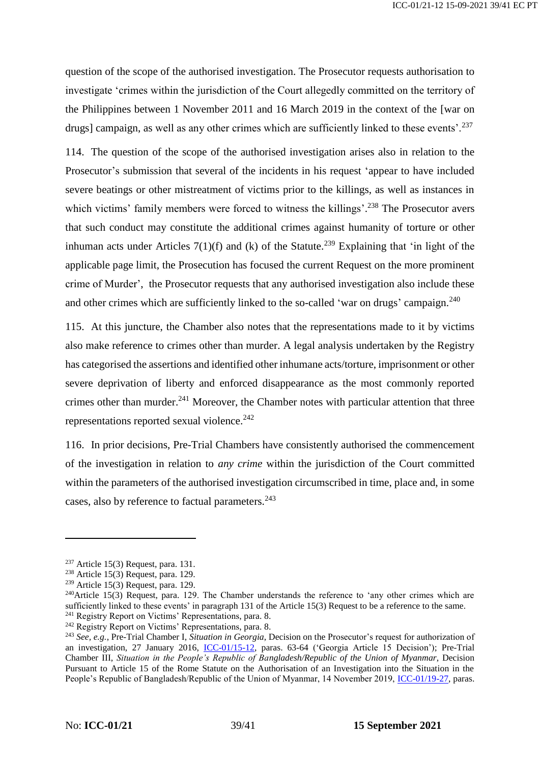question of the scope of the authorised investigation. The Prosecutor requests authorisation to investigate 'crimes within the jurisdiction of the Court allegedly committed on the territory of the Philippines between 1 November 2011 and 16 March 2019 in the context of the [war on drugs] campaign, as well as any other crimes which are sufficiently linked to these events'.[237]

114. The question of the scope of the authorised investigation arises also in relation to the Prosecutor's submission that several of the incidents in his request 'appear to have included severe beatings or other mistreatment of victims prior to the killings, as well as instances in which victims' family members were forced to witness the killings'.[238] The Prosecutor avers that such conduct may constitute the additional crimes against humanity of torture or other inhuman acts under Articles 7(1)(f) and (k) of the Statute.[239] Explaining that 'in light of the applicable page limit, the Prosecution has focused the current Request on the more prominent crime of Murder', the Prosecutor requests that any authorised investigation also include these and other crimes which are sufficiently linked to the so-called 'war on drugs' campaign.[240]

115. At this juncture, the Chamber also notes that the representations made to it by victims also make reference to crimes other than murder. A legal analysis undertaken by the Registry has categorised the assertions and identified other inhumane acts/torture, imprisonment or other severe deprivation of liberty and enforced disappearance as the most commonly reported crimes other than murder.[241] Moreover, the Chamber notes with particular attention that three representations reported sexual violence.[242]

116. In prior decisions, Pre-Trial Chambers have consistently authorised the commencement of the investigation in relation to *any crime* within the jurisdiction of the Court committed within the parameters of the authorised investigation circumscribed in time, place and, in some cases, also by reference to factual parameters.[243]

---

[237] Article 15(3) Request, para. 131.

[238] Article 15(3) Request, para. 129.

[239] Article 15(3) Request, para. 129.

[240] Article 15(3) Request, para. 129. The Chamber understands the reference to 'any other crimes which are sufficiently linked to these events' in paragraph 131 of the Article 15(3) Request to be a reference to the same.

[241] Registry Report on Victims' Representations, para. 8.

[242] Registry Report on Victims' Representations, para. 8.

[243] *See, e.g.*, Pre-Trial Chamber I, *Situation in Georgia*, Decision on the Prosecutor's request for authorization of an investigation, 27 January 2016, ICC-01/15-12, paras. 63-64 ('Georgia Article 15 Decision'); Pre-Trial Chamber III, *Situation in the People's Republic of Bangladesh/Republic of the Union of Myanmar*, Decision Pursuant to Article 15 of the Rome Statute on the Authorisation of an Investigation into the Situation in the People's Republic of Bangladesh/Republic of the Union of Myanmar, 14 November 2019, ICC-01/19-27, paras.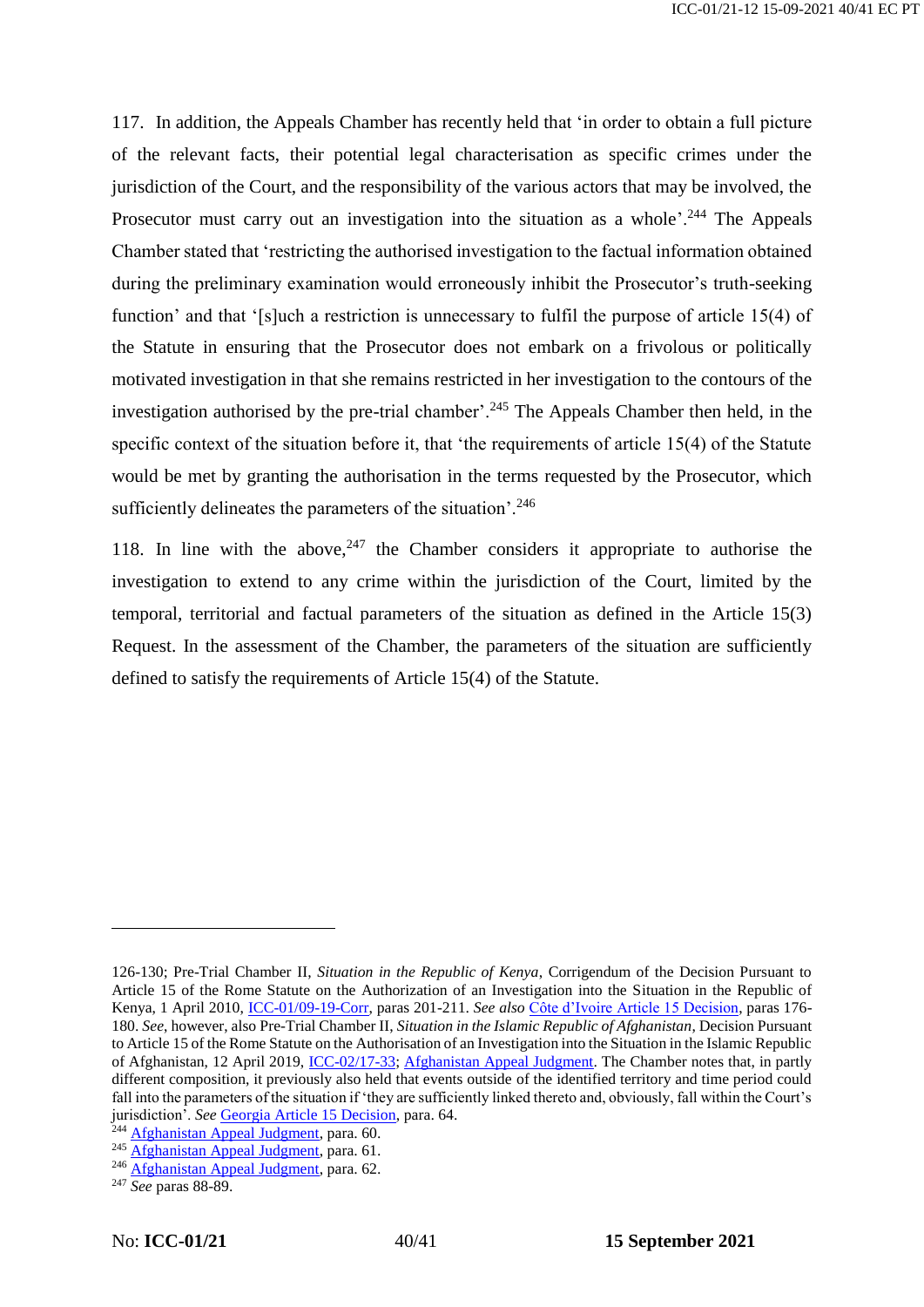117. In addition, the Appeals Chamber has recently held that 'in order to obtain a full picture of the relevant facts, their potential legal characterisation as specific crimes under the jurisdiction of the Court, and the responsibility of the various actors that may be involved, the Prosecutor must carry out an investigation into the situation as a whole'.[244] The Appeals Chamber stated that 'restricting the authorised investigation to the factual information obtained during the preliminary examination would erroneously inhibit the Prosecutor's truth-seeking function' and that '[s]uch a restriction is unnecessary to fulfil the purpose of article 15(4) of the Statute in ensuring that the Prosecutor does not embark on a frivolous or politically motivated investigation in that she remains restricted in her investigation to the contours of the investigation authorised by the pre-trial chamber'.[245] The Appeals Chamber then held, in the specific context of the situation before it, that 'the requirements of article 15(4) of the Statute would be met by granting the authorisation in the terms requested by the Prosecutor, which sufficiently delineates the parameters of the situation'.[246]

118. In line with the above,[247] the Chamber considers it appropriate to authorise the investigation to extend to any crime within the jurisdiction of the Court, limited by the temporal, territorial and factual parameters of the situation as defined in the Article 15(3) Request. In the assessment of the Chamber, the parameters of the situation are sufficiently defined to satisfy the requirements of Article 15(4) of the Statute.

---

126-130; Pre-Trial Chamber II, *Situation in the Republic of Kenya*, Corrigendum of the Decision Pursuant to Article 15 of the Rome Statute on the Authorization of an Investigation into the Situation in the Republic of Kenya, 1 April 2010, ICC-01/09-19-Corr, paras 201-211. *See also* Côte d'Ivoire Article 15 Decision, paras 176-180. *See*, however, also Pre-Trial Chamber II, *Situation in the Islamic Republic of Afghanistan*, Decision Pursuant to Article 15 of the Rome Statute on the Authorisation of an Investigation into the Situation in the Islamic Republic of Afghanistan, 12 April 2019, ICC-02/17-33; Afghanistan Appeal Judgment. The Chamber notes that, in partly different composition, it previously also held that events outside of the identified territory and time period could fall into the parameters of the situation if 'they are sufficiently linked thereto and, obviously, fall within the Court's jurisdiction'. *See* Georgia Article 15 Decision, para. 64.

[244] Afghanistan Appeal Judgment, para. 60.

[245] Afghanistan Appeal Judgment, para. 61.

[246] Afghanistan Appeal Judgment, para. 62.

[247] *See* paras 88-89.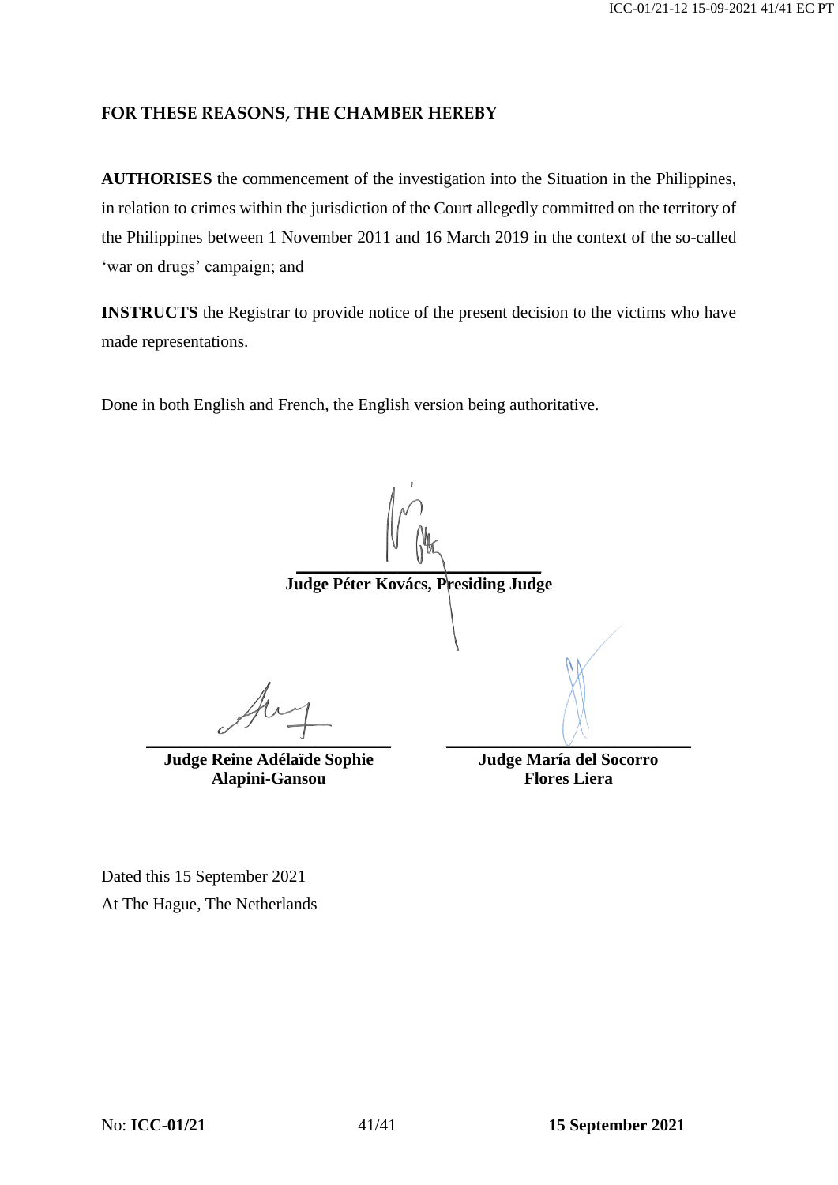**FOR THESE REASONS, THE CHAMBER HEREBY**

**AUTHORISES** the commencement of the investigation into the Situation in the Philippines, in relation to crimes within the jurisdiction of the Court allegedly committed on the territory of the Philippines between 1 November 2011 and 16 March 2019 in the context of the so-called 'war on drugs' campaign; and

**INSTRUCTS** the Registrar to provide notice of the present decision to the victims who have made representations.

Done in both English and French, the English version being authoritative.

**Judge Péter Kovács, Presiding Judge**

**Judge Reine Adélaïde Sophie Alapini-Gansou**

**Judge María del Socorro Flores Liera**

Dated this 15 September 2021

At The Hague, The Netherlands